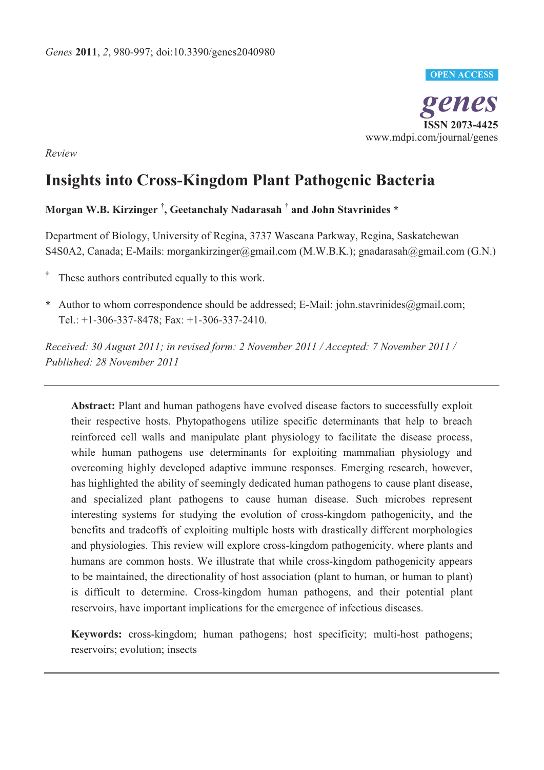*Genes* **2011**, *2*, 980-997; doi:10.3390/genes2040980

OPEN ACCESS

*genes*
**ISSN 2073-4425**
www.mdpi.com/journal/genes

*Review*

# Insights into Cross-Kingdom Plant Pathogenic Bacteria

**Morgan W.B. Kirzinger [†], Geetanchaly Nadarasah [†] and John Stavrinides ***

Department of Biology, University of Regina, 3737 Wascana Parkway, Regina, Saskatchewan S4S0A2, Canada; E-Mails: morgankirzinger@gmail.com (M.W.B.K.); gnadarasah@gmail.com (G.N.)

[†] These authors contributed equally to this work.

**\*** Author to whom correspondence should be addressed; E-Mail: john.stavrinides@gmail.com; Tel.: +1-306-337-8478; Fax: +1-306-337-2410.

*Received: 30 August 2011; in revised form: 2 November 2011 / Accepted: 7 November 2011 / Published: 28 November 2011*

---

**Abstract:** Plant and human pathogens have evolved disease factors to successfully exploit their respective hosts. Phytopathogens utilize specific determinants that help to breach reinforced cell walls and manipulate plant physiology to facilitate the disease process, while human pathogens use determinants for exploiting mammalian physiology and overcoming highly developed adaptive immune responses. Emerging research, however, has highlighted the ability of seemingly dedicated human pathogens to cause plant disease, and specialized plant pathogens to cause human disease. Such microbes represent interesting systems for studying the evolution of cross-kingdom pathogenicity, and the benefits and tradeoffs of exploiting multiple hosts with drastically different morphologies and physiologies. This review will explore cross-kingdom pathogenicity, where plants and humans are common hosts. We illustrate that while cross-kingdom pathogenicity appears to be maintained, the directionality of host association (plant to human, or human to plant) is difficult to determine. Cross-kingdom human pathogens, and their potential plant reservoirs, have important implications for the emergence of infectious diseases.

**Keywords:** cross-kingdom; human pathogens; host specificity; multi-host pathogens; reservoirs; evolution; insects

---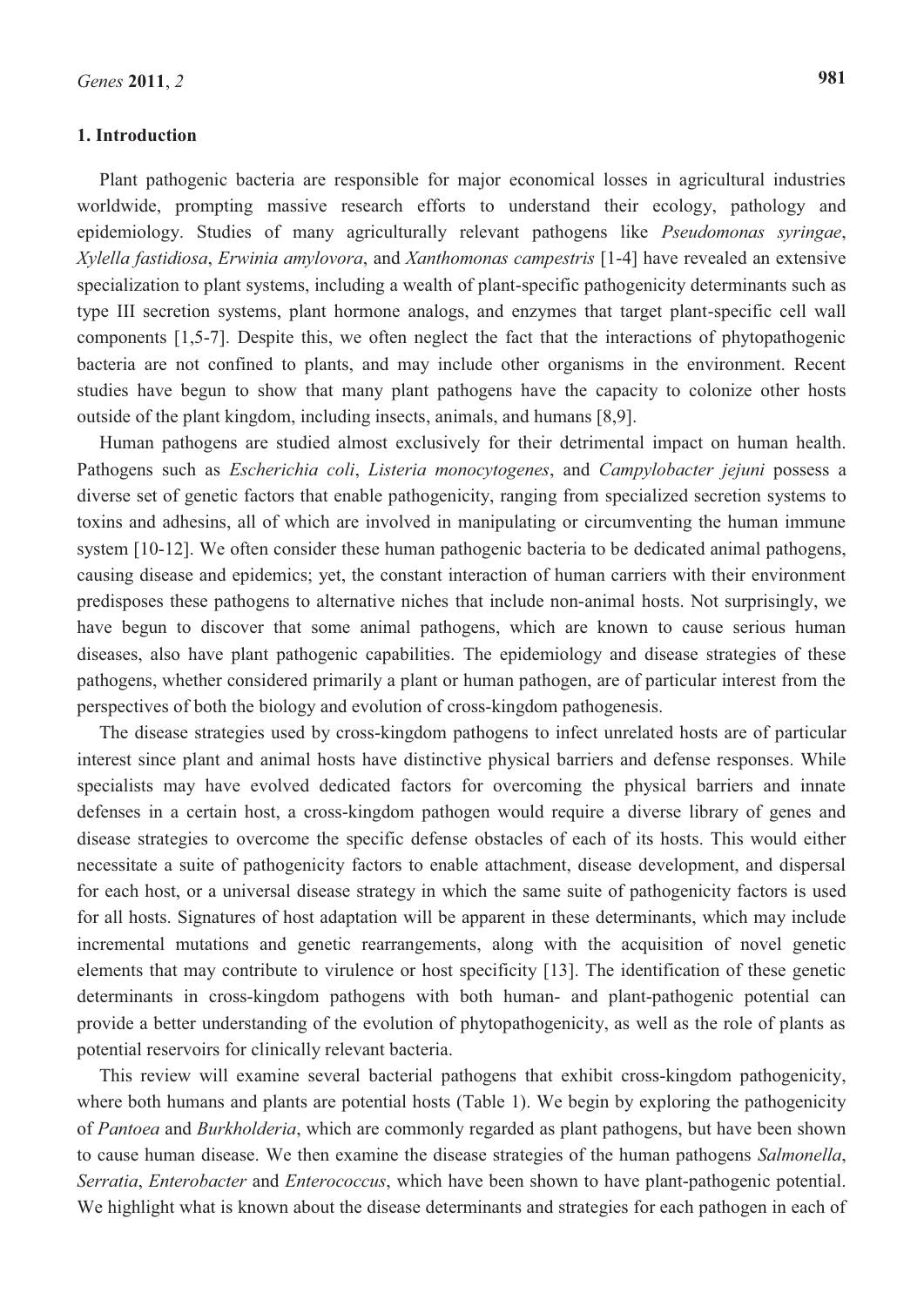## 1. Introduction

Plant pathogenic bacteria are responsible for major economical losses in agricultural industries worldwide, prompting massive research efforts to understand their ecology, pathology and epidemiology. Studies of many agriculturally relevant pathogens like *Pseudomonas syringae*, *Xylella fastidiosa*, *Erwinia amylovora*, and *Xanthomonas campestris* [1-4] have revealed an extensive specialization to plant systems, including a wealth of plant-specific pathogenicity determinants such as type III secretion systems, plant hormone analogs, and enzymes that target plant-specific cell wall components [1,5-7]. Despite this, we often neglect the fact that the interactions of phytopathogenic bacteria are not confined to plants, and may include other organisms in the environment. Recent studies have begun to show that many plant pathogens have the capacity to colonize other hosts outside of the plant kingdom, including insects, animals, and humans [8,9].

Human pathogens are studied almost exclusively for their detrimental impact on human health. Pathogens such as *Escherichia coli*, *Listeria monocytogenes*, and *Campylobacter jejuni* possess a diverse set of genetic factors that enable pathogenicity, ranging from specialized secretion systems to toxins and adhesins, all of which are involved in manipulating or circumventing the human immune system [10-12]. We often consider these human pathogenic bacteria to be dedicated animal pathogens, causing disease and epidemics; yet, the constant interaction of human carriers with their environment predisposes these pathogens to alternative niches that include non-animal hosts. Not surprisingly, we have begun to discover that some animal pathogens, which are known to cause serious human diseases, also have plant pathogenic capabilities. The epidemiology and disease strategies of these pathogens, whether considered primarily a plant or human pathogen, are of particular interest from the perspectives of both the biology and evolution of cross-kingdom pathogenesis.

The disease strategies used by cross-kingdom pathogens to infect unrelated hosts are of particular interest since plant and animal hosts have distinctive physical barriers and defense responses. While specialists may have evolved dedicated factors for overcoming the physical barriers and innate defenses in a certain host, a cross-kingdom pathogen would require a diverse library of genes and disease strategies to overcome the specific defense obstacles of each of its hosts. This would either necessitate a suite of pathogenicity factors to enable attachment, disease development, and dispersal for each host, or a universal disease strategy in which the same suite of pathogenicity factors is used for all hosts. Signatures of host adaptation will be apparent in these determinants, which may include incremental mutations and genetic rearrangements, along with the acquisition of novel genetic elements that may contribute to virulence or host specificity [13]. The identification of these genetic determinants in cross-kingdom pathogens with both human- and plant-pathogenic potential can provide a better understanding of the evolution of phytopathogenicity, as well as the role of plants as potential reservoirs for clinically relevant bacteria.

This review will examine several bacterial pathogens that exhibit cross-kingdom pathogenicity, where both humans and plants are potential hosts (Table 1). We begin by exploring the pathogenicity of *Pantoea* and *Burkholderia*, which are commonly regarded as plant pathogens, but have been shown to cause human disease. We then examine the disease strategies of the human pathogens *Salmonella*, *Serratia*, *Enterobacter* and *Enterococcus*, which have been shown to have plant-pathogenic potential. We highlight what is known about the disease determinants and strategies for each pathogen in each of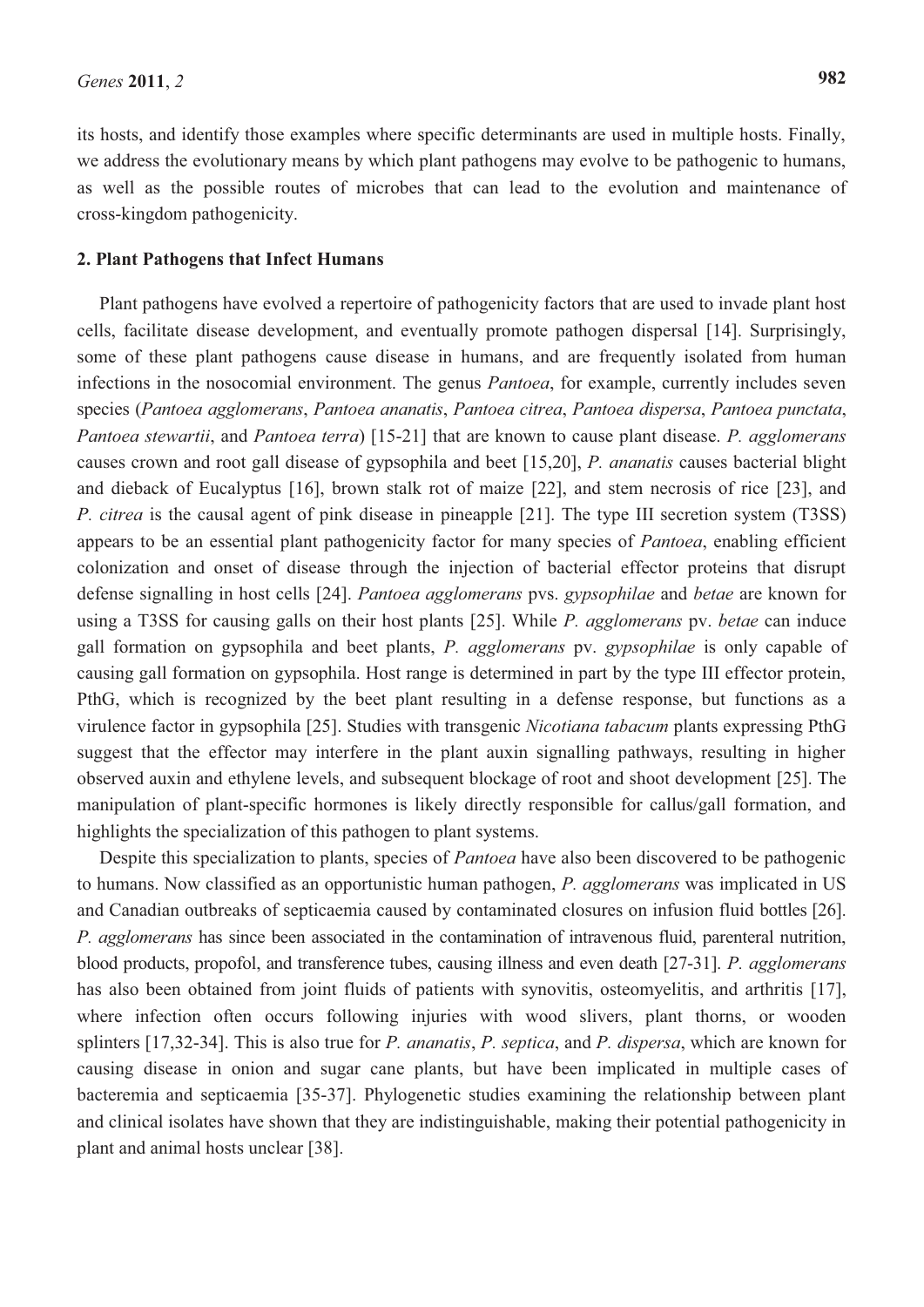its hosts, and identify those examples where specific determinants are used in multiple hosts. Finally, we address the evolutionary means by which plant pathogens may evolve to be pathogenic to humans, as well as the possible routes of microbes that can lead to the evolution and maintenance of cross-kingdom pathogenicity.

## 2. Plant Pathogens that Infect Humans

Plant pathogens have evolved a repertoire of pathogenicity factors that are used to invade plant host cells, facilitate disease development, and eventually promote pathogen dispersal [14]. Surprisingly, some of these plant pathogens cause disease in humans, and are frequently isolated from human infections in the nosocomial environment. The genus *Pantoea*, for example, currently includes seven species (*Pantoea agglomerans*, *Pantoea ananatis*, *Pantoea citrea*, *Pantoea dispersa*, *Pantoea punctata*, *Pantoea stewartii*, and *Pantoea terra*) [15-21] that are known to cause plant disease. *P. agglomerans* causes crown and root gall disease of gypsophila and beet [15,20], *P. ananatis* causes bacterial blight and dieback of Eucalyptus [16], brown stalk rot of maize [22], and stem necrosis of rice [23], and *P. citrea* is the causal agent of pink disease in pineapple [21]. The type III secretion system (T3SS) appears to be an essential plant pathogenicity factor for many species of *Pantoea*, enabling efficient colonization and onset of disease through the injection of bacterial effector proteins that disrupt defense signalling in host cells [24]. *Pantoea agglomerans* pvs. *gypsophilae* and *betae* are known for using a T3SS for causing galls on their host plants [25]. While *P. agglomerans* pv. *betae* can induce gall formation on gypsophila and beet plants, *P. agglomerans* pv. *gypsophilae* is only capable of causing gall formation on gypsophila. Host range is determined in part by the type III effector protein, PthG, which is recognized by the beet plant resulting in a defense response, but functions as a virulence factor in gypsophila [25]. Studies with transgenic *Nicotiana tabacum* plants expressing PthG suggest that the effector may interfere in the plant auxin signalling pathways, resulting in higher observed auxin and ethylene levels, and subsequent blockage of root and shoot development [25]. The manipulation of plant-specific hormones is likely directly responsible for callus/gall formation, and highlights the specialization of this pathogen to plant systems.

Despite this specialization to plants, species of *Pantoea* have also been discovered to be pathogenic to humans. Now classified as an opportunistic human pathogen, *P. agglomerans* was implicated in US and Canadian outbreaks of septicaemia caused by contaminated closures on infusion fluid bottles [26]. *P. agglomerans* has since been associated in the contamination of intravenous fluid, parenteral nutrition, blood products, propofol, and transference tubes, causing illness and even death [27-31]. *P. agglomerans* has also been obtained from joint fluids of patients with synovitis, osteomyelitis, and arthritis [17], where infection often occurs following injuries with wood slivers, plant thorns, or wooden splinters [17,32-34]. This is also true for *P. ananatis*, *P. septica*, and *P. dispersa*, which are known for causing disease in onion and sugar cane plants, but have been implicated in multiple cases of bacteremia and septicaemia [35-37]. Phylogenetic studies examining the relationship between plant and clinical isolates have shown that they are indistinguishable, making their potential pathogenicity in plant and animal hosts unclear [38].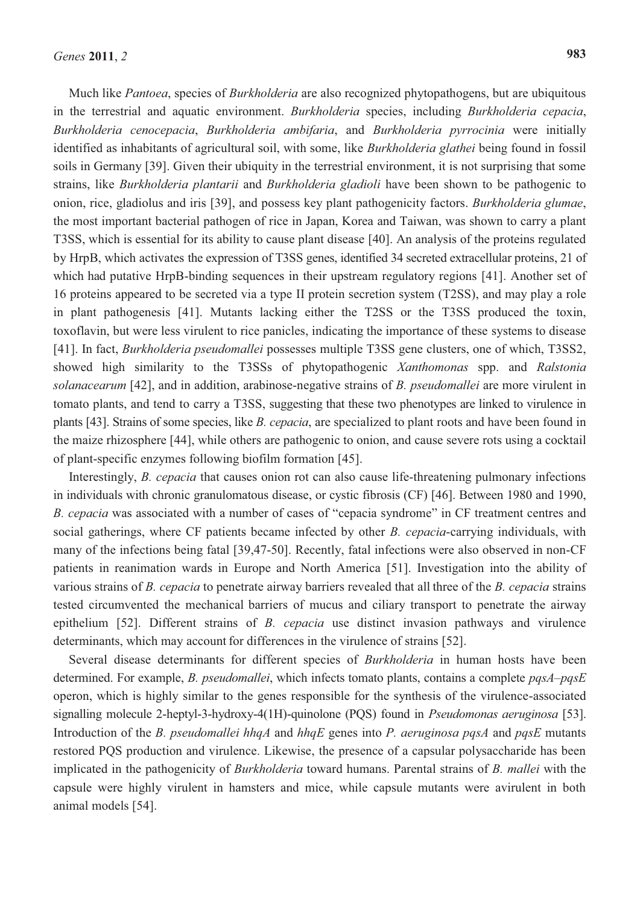Much like *Pantoea*, species of *Burkholderia* are also recognized phytopathogens, but are ubiquitous in the terrestrial and aquatic environment. *Burkholderia* species, including *Burkholderia cepacia*, *Burkholderia cenocepacia*, *Burkholderia ambifaria*, and *Burkholderia pyrrocinia* were initially identified as inhabitants of agricultural soil, with some, like *Burkholderia glathei* being found in fossil soils in Germany [39]. Given their ubiquity in the terrestrial environment, it is not surprising that some strains, like *Burkholderia plantarii* and *Burkholderia gladioli* have been shown to be pathogenic to onion, rice, gladiolus and iris [39], and possess key plant pathogenicity factors. *Burkholderia glumae*, the most important bacterial pathogen of rice in Japan, Korea and Taiwan, was shown to carry a plant T3SS, which is essential for its ability to cause plant disease [40]. An analysis of the proteins regulated by HrpB, which activates the expression of T3SS genes, identified 34 secreted extracellular proteins, 21 of which had putative HrpB-binding sequences in their upstream regulatory regions [41]. Another set of 16 proteins appeared to be secreted via a type II protein secretion system (T2SS), and may play a role in plant pathogenesis [41]. Mutants lacking either the T2SS or the T3SS produced the toxin, toxoflavin, but were less virulent to rice panicles, indicating the importance of these systems to disease [41]. In fact, *Burkholderia pseudomallei* possesses multiple T3SS gene clusters, one of which, T3SS2, showed high similarity to the T3SSs of phytopathogenic *Xanthomonas* spp. and *Ralstonia solanacearum* [42], and in addition, arabinose-negative strains of *B. pseudomallei* are more virulent in tomato plants, and tend to carry a T3SS, suggesting that these two phenotypes are linked to virulence in plants [43]. Strains of some species, like *B. cepacia*, are specialized to plant roots and have been found in the maize rhizosphere [44], while others are pathogenic to onion, and cause severe rots using a cocktail of plant-specific enzymes following biofilm formation [45].

Interestingly, *B. cepacia* that causes onion rot can also cause life-threatening pulmonary infections in individuals with chronic granulomatous disease, or cystic fibrosis (CF) [46]. Between 1980 and 1990, *B. cepacia* was associated with a number of cases of "cepacia syndrome" in CF treatment centres and social gatherings, where CF patients became infected by other *B. cepacia*-carrying individuals, with many of the infections being fatal [39,47-50]. Recently, fatal infections were also observed in non-CF patients in reanimation wards in Europe and North America [51]. Investigation into the ability of various strains of *B. cepacia* to penetrate airway barriers revealed that all three of the *B. cepacia* strains tested circumvented the mechanical barriers of mucus and ciliary transport to penetrate the airway epithelium [52]. Different strains of *B. cepacia* use distinct invasion pathways and virulence determinants, which may account for differences in the virulence of strains [52].

Several disease determinants for different species of *Burkholderia* in human hosts have been determined. For example, *B. pseudomallei*, which infects tomato plants, contains a complete *pqsA–pqsE* operon, which is highly similar to the genes responsible for the synthesis of the virulence-associated signalling molecule 2-heptyl-3-hydroxy-4(1H)-quinolone (PQS) found in *Pseudomonas aeruginosa* [53]. Introduction of the *B. pseudomallei hhqA* and *hhqE* genes into *P. aeruginosa pqsA* and *pqsE* mutants restored PQS production and virulence. Likewise, the presence of a capsular polysaccharide has been implicated in the pathogenicity of *Burkholderia* toward humans. Parental strains of *B. mallei* with the capsule were highly virulent in hamsters and mice, while capsule mutants were avirulent in both animal models [54].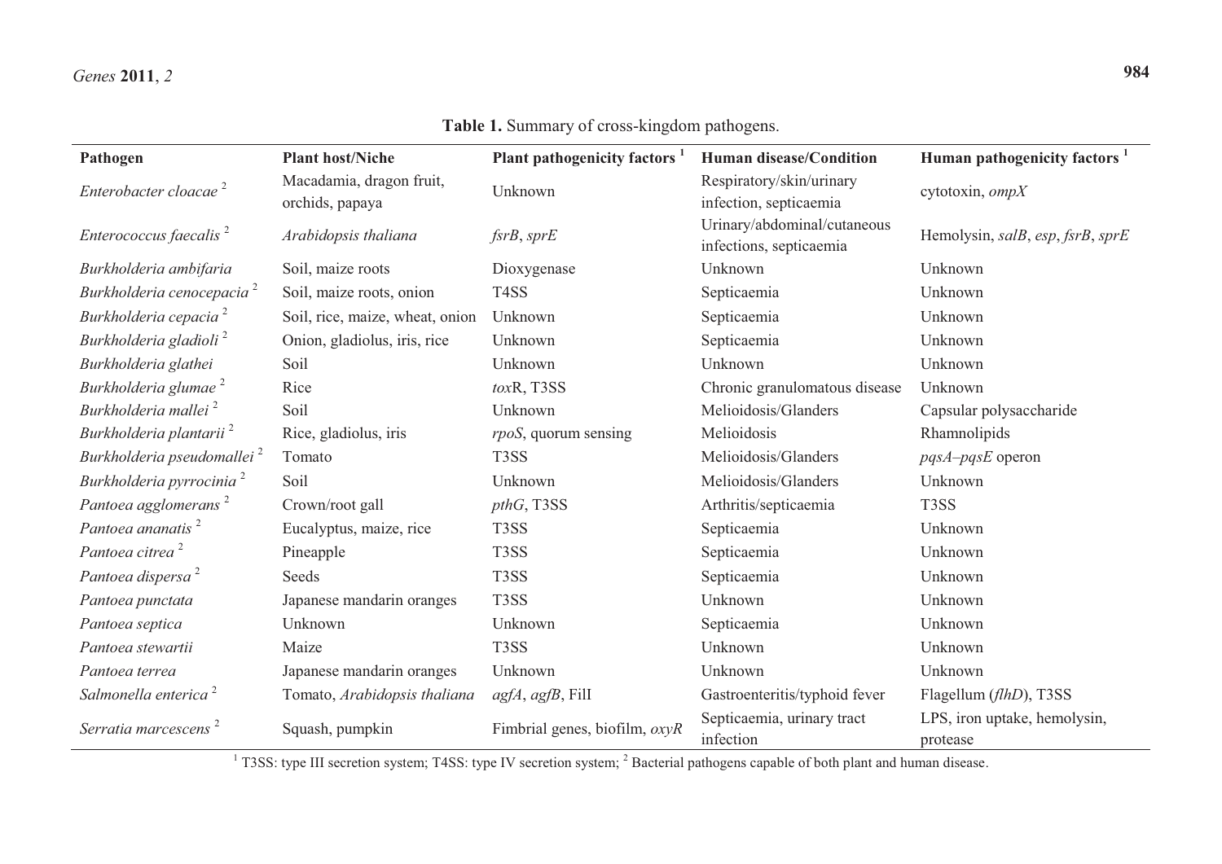**Table 1.** Summary of cross-kingdom pathogens.

| Pathogen | Plant host/Niche | Plant pathogenicity factors [1] | Human disease/Condition | Human pathogenicity factors [1] |
|---|---|---|---|---|
| *Enterobacter cloacae* [2] | Macadamia, dragon fruit, orchids, papaya | Unknown | Respiratory/skin/urinary infection, septicaemia | cytotoxin, *ompX* |
| *Enterococcus faecalis* [2] | *Arabidopsis thaliana* | *fsrB*, *sprE* | Urinary/abdominal/cutaneous infections, septicaemia | Hemolysin, *salB*, *esp*, *fsrB*, *sprE* |
| *Burkholderia ambifaria* | Soil, maize roots | Dioxygenase | Unknown | Unknown |
| *Burkholderia cenocepacia* [2] | Soil, maize roots, onion | T4SS | Septicaemia | Unknown |
| *Burkholderia cepacia* [2] | Soil, rice, maize, wheat, onion | Unknown | Septicaemia | Unknown |
| *Burkholderia gladioli* [2] | Onion, gladiolus, iris, rice | Unknown | Septicaemia | Unknown |
| *Burkholderia glathei* | Soil | Unknown | Unknown | Unknown |
| *Burkholderia glumae* [2] | Rice | *tox*R, T3SS | Chronic granulomatous disease | Unknown |
| *Burkholderia mallei* [2] | Soil | Unknown | Melioidosis/Glanders | Capsular polysaccharide |
| *Burkholderia plantarii* [2] | Rice, gladiolus, iris | *rpoS*, quorum sensing | Melioidosis | Rhamnolipids |
| *Burkholderia pseudomallei* [2] | Tomato | T3SS | Melioidosis/Glanders | *pqsA–pqsE* operon |
| *Burkholderia pyrrocinia* [2] | Soil | Unknown | Melioidosis/Glanders | Unknown |
| *Pantoea agglomerans* [2] | Crown/root gall | *pthG*, T3SS | Arthritis/septicaemia | T3SS |
| *Pantoea ananatis* [2] | Eucalyptus, maize, rice | T3SS | Septicaemia | Unknown |
| *Pantoea citrea* [2] | Pineapple | T3SS | Septicaemia | Unknown |
| *Pantoea dispersa* [2] | Seeds | T3SS | Septicaemia | Unknown |
| *Pantoea punctata* | Japanese mandarin oranges | T3SS | Unknown | Unknown |
| *Pantoea septica* | Unknown | Unknown | Septicaemia | Unknown |
| *Pantoea stewartii* | Maize | T3SS | Unknown | Unknown |
| *Pantoea terrea* | Japanese mandarin oranges | Unknown | Unknown | Unknown |
| *Salmonella enterica* [2] | Tomato, *Arabidopsis thaliana* | *agfA*, *agfB*, FilI | Gastroenteritis/typhoid fever | Flagellum (*flhD*), T3SS |
| *Serratia marcescens* [2] | Squash, pumpkin | Fimbrial genes, biofilm, *oxyR* | Septicaemia, urinary tract infection | LPS, iron uptake, hemolysin, protease |

[1] T3SS: type III secretion system; T4SS: type IV secretion system; [2] Bacterial pathogens capable of both plant and human disease.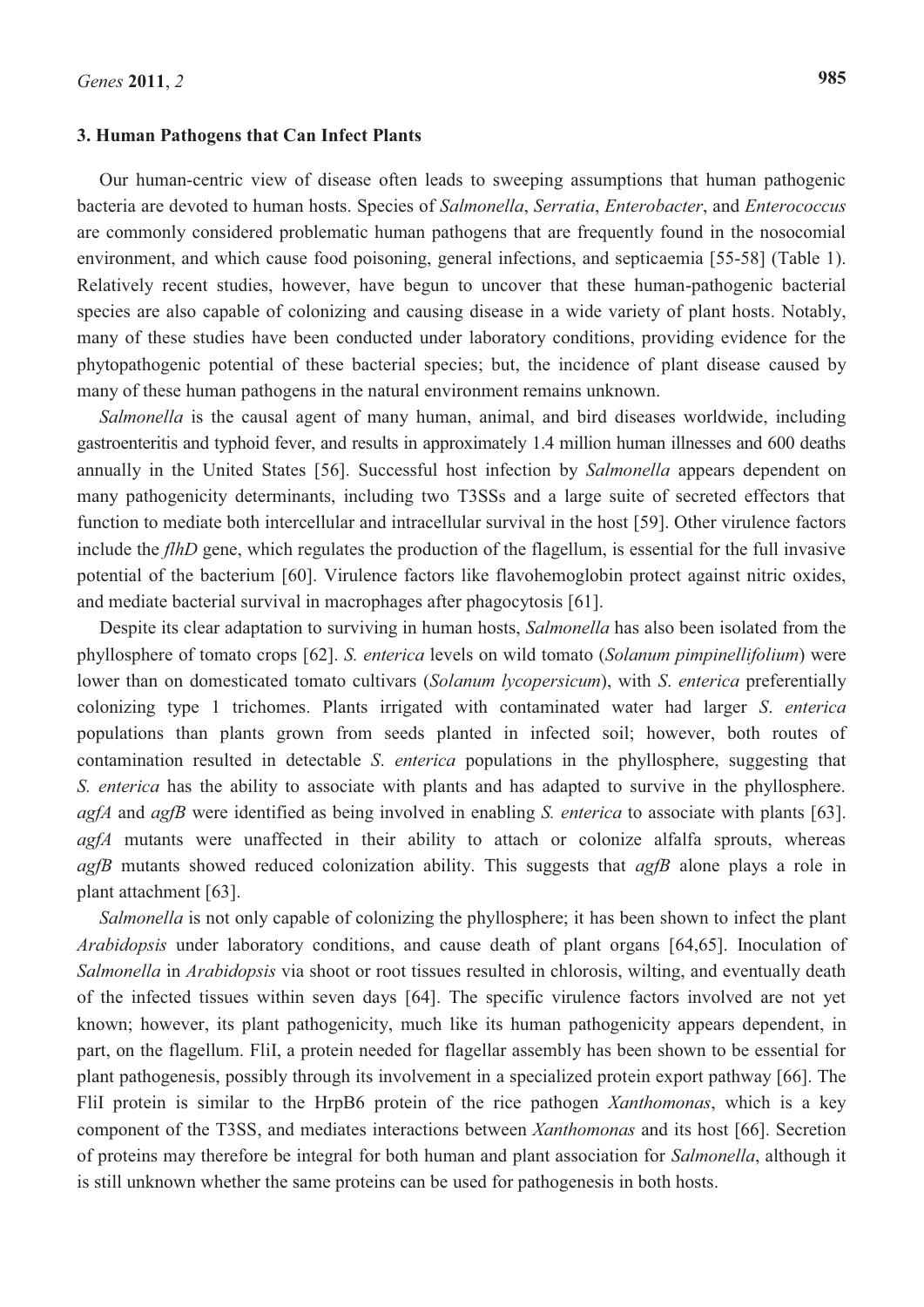## 3. Human Pathogens that Can Infect Plants

Our human-centric view of disease often leads to sweeping assumptions that human pathogenic bacteria are devoted to human hosts. Species of *Salmonella*, *Serratia*, *Enterobacter*, and *Enterococcus* are commonly considered problematic human pathogens that are frequently found in the nosocomial environment, and which cause food poisoning, general infections, and septicaemia [55-58] (Table 1). Relatively recent studies, however, have begun to uncover that these human-pathogenic bacterial species are also capable of colonizing and causing disease in a wide variety of plant hosts. Notably, many of these studies have been conducted under laboratory conditions, providing evidence for the phytopathogenic potential of these bacterial species; but, the incidence of plant disease caused by many of these human pathogens in the natural environment remains unknown.

*Salmonella* is the causal agent of many human, animal, and bird diseases worldwide, including gastroenteritis and typhoid fever, and results in approximately 1.4 million human illnesses and 600 deaths annually in the United States [56]. Successful host infection by *Salmonella* appears dependent on many pathogenicity determinants, including two T3SSs and a large suite of secreted effectors that function to mediate both intercellular and intracellular survival in the host [59]. Other virulence factors include the *flhD* gene, which regulates the production of the flagellum, is essential for the full invasive potential of the bacterium [60]. Virulence factors like flavohemoglobin protect against nitric oxides, and mediate bacterial survival in macrophages after phagocytosis [61].

Despite its clear adaptation to surviving in human hosts, *Salmonella* has also been isolated from the phyllosphere of tomato crops [62]. *S. enterica* levels on wild tomato (*Solanum pimpinellifolium*) were lower than on domesticated tomato cultivars (*Solanum lycopersicum*), with *S. enterica* preferentially colonizing type 1 trichomes. Plants irrigated with contaminated water had larger *S. enterica* populations than plants grown from seeds planted in infected soil; however, both routes of contamination resulted in detectable *S. enterica* populations in the phyllosphere, suggesting that *S. enterica* has the ability to associate with plants and has adapted to survive in the phyllosphere. *agfA* and *agfB* were identified as being involved in enabling *S. enterica* to associate with plants [63]. *agfA* mutants were unaffected in their ability to attach or colonize alfalfa sprouts, whereas *agfB* mutants showed reduced colonization ability. This suggests that *agfB* alone plays a role in plant attachment [63].

*Salmonella* is not only capable of colonizing the phyllosphere; it has been shown to infect the plant *Arabidopsis* under laboratory conditions, and cause death of plant organs [64,65]. Inoculation of *Salmonella* in *Arabidopsis* via shoot or root tissues resulted in chlorosis, wilting, and eventually death of the infected tissues within seven days [64]. The specific virulence factors involved are not yet known; however, its plant pathogenicity, much like its human pathogenicity appears dependent, in part, on the flagellum. FliI, a protein needed for flagellar assembly has been shown to be essential for plant pathogenesis, possibly through its involvement in a specialized protein export pathway [66]. The FliI protein is similar to the HrpB6 protein of the rice pathogen *Xanthomonas*, which is a key component of the T3SS, and mediates interactions between *Xanthomonas* and its host [66]. Secretion of proteins may therefore be integral for both human and plant association for *Salmonella*, although it is still unknown whether the same proteins can be used for pathogenesis in both hosts.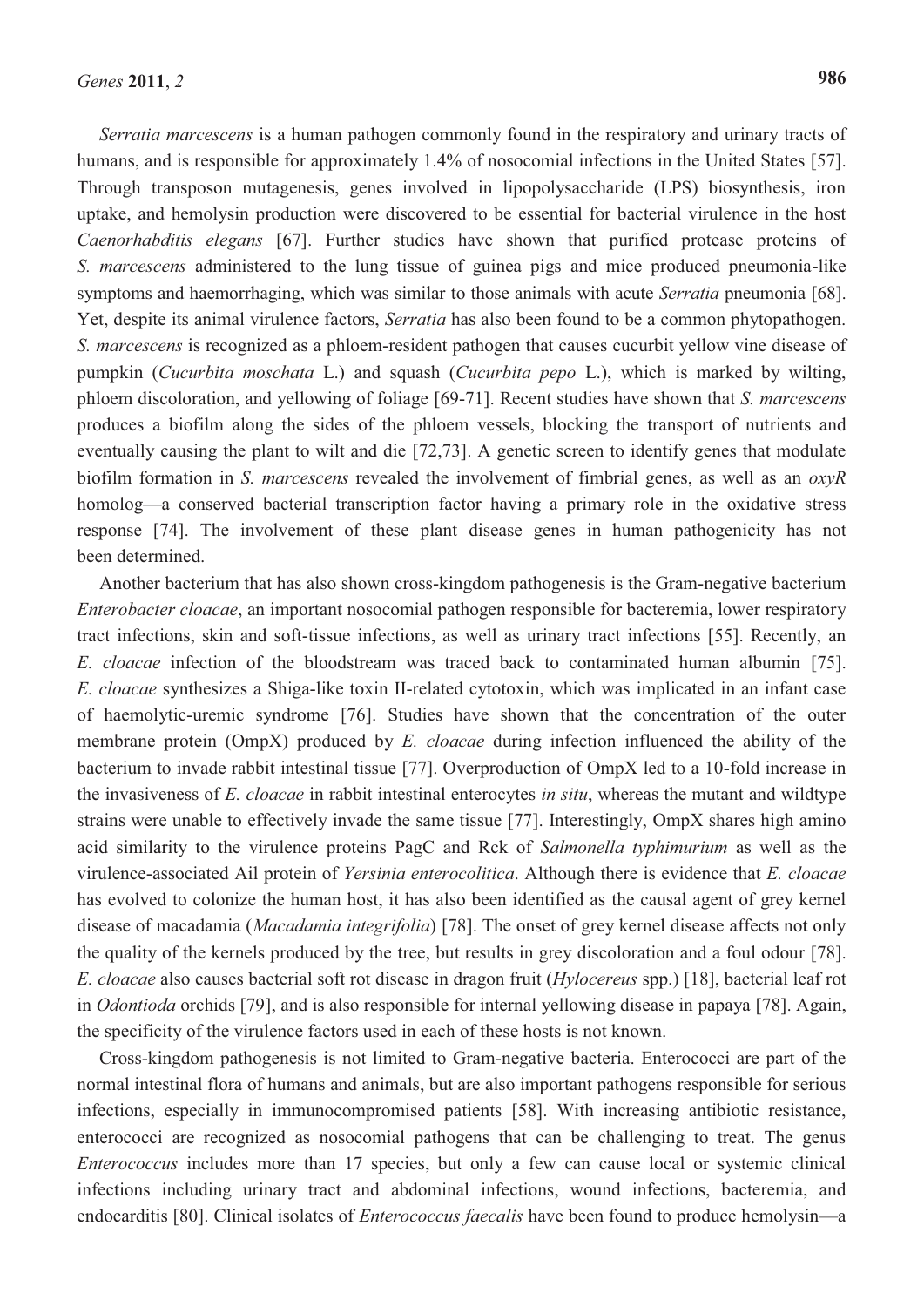*Serratia marcescens* is a human pathogen commonly found in the respiratory and urinary tracts of humans, and is responsible for approximately 1.4% of nosocomial infections in the United States [57]. Through transposon mutagenesis, genes involved in lipopolysaccharide (LPS) biosynthesis, iron uptake, and hemolysin production were discovered to be essential for bacterial virulence in the host *Caenorhabditis elegans* [67]. Further studies have shown that purified protease proteins of *S. marcescens* administered to the lung tissue of guinea pigs and mice produced pneumonia-like symptoms and haemorrhaging, which was similar to those animals with acute *Serratia* pneumonia [68]. Yet, despite its animal virulence factors, *Serratia* has also been found to be a common phytopathogen. *S. marcescens* is recognized as a phloem-resident pathogen that causes cucurbit yellow vine disease of pumpkin (*Cucurbita moschata* L.) and squash (*Cucurbita pepo* L.), which is marked by wilting, phloem discoloration, and yellowing of foliage [69-71]. Recent studies have shown that *S. marcescens* produces a biofilm along the sides of the phloem vessels, blocking the transport of nutrients and eventually causing the plant to wilt and die [72,73]. A genetic screen to identify genes that modulate biofilm formation in *S. marcescens* revealed the involvement of fimbrial genes, as well as an *oxyR* homolog—a conserved bacterial transcription factor having a primary role in the oxidative stress response [74]. The involvement of these plant disease genes in human pathogenicity has not been determined.

Another bacterium that has also shown cross-kingdom pathogenesis is the Gram-negative bacterium *Enterobacter cloacae*, an important nosocomial pathogen responsible for bacteremia, lower respiratory tract infections, skin and soft-tissue infections, as well as urinary tract infections [55]. Recently, an *E. cloacae* infection of the bloodstream was traced back to contaminated human albumin [75]. *E. cloacae* synthesizes a Shiga-like toxin II-related cytotoxin, which was implicated in an infant case of haemolytic-uremic syndrome [76]. Studies have shown that the concentration of the outer membrane protein (OmpX) produced by *E. cloacae* during infection influenced the ability of the bacterium to invade rabbit intestinal tissue [77]. Overproduction of OmpX led to a 10-fold increase in the invasiveness of *E. cloacae* in rabbit intestinal enterocytes *in situ*, whereas the mutant and wildtype strains were unable to effectively invade the same tissue [77]. Interestingly, OmpX shares high amino acid similarity to the virulence proteins PagC and Rck of *Salmonella typhimurium* as well as the virulence-associated Ail protein of *Yersinia enterocolitica*. Although there is evidence that *E. cloacae* has evolved to colonize the human host, it has also been identified as the causal agent of grey kernel disease of macadamia (*Macadamia integrifolia*) [78]. The onset of grey kernel disease affects not only the quality of the kernels produced by the tree, but results in grey discoloration and a foul odour [78]. *E. cloacae* also causes bacterial soft rot disease in dragon fruit (*Hylocereus* spp.) [18], bacterial leaf rot in *Odontioda* orchids [79], and is also responsible for internal yellowing disease in papaya [78]. Again, the specificity of the virulence factors used in each of these hosts is not known.

Cross-kingdom pathogenesis is not limited to Gram-negative bacteria. Enterococci are part of the normal intestinal flora of humans and animals, but are also important pathogens responsible for serious infections, especially in immunocompromised patients [58]. With increasing antibiotic resistance, enterococci are recognized as nosocomial pathogens that can be challenging to treat. The genus *Enterococcus* includes more than 17 species, but only a few can cause local or systemic clinical infections including urinary tract and abdominal infections, wound infections, bacteremia, and endocarditis [80]. Clinical isolates of *Enterococcus faecalis* have been found to produce hemolysin—a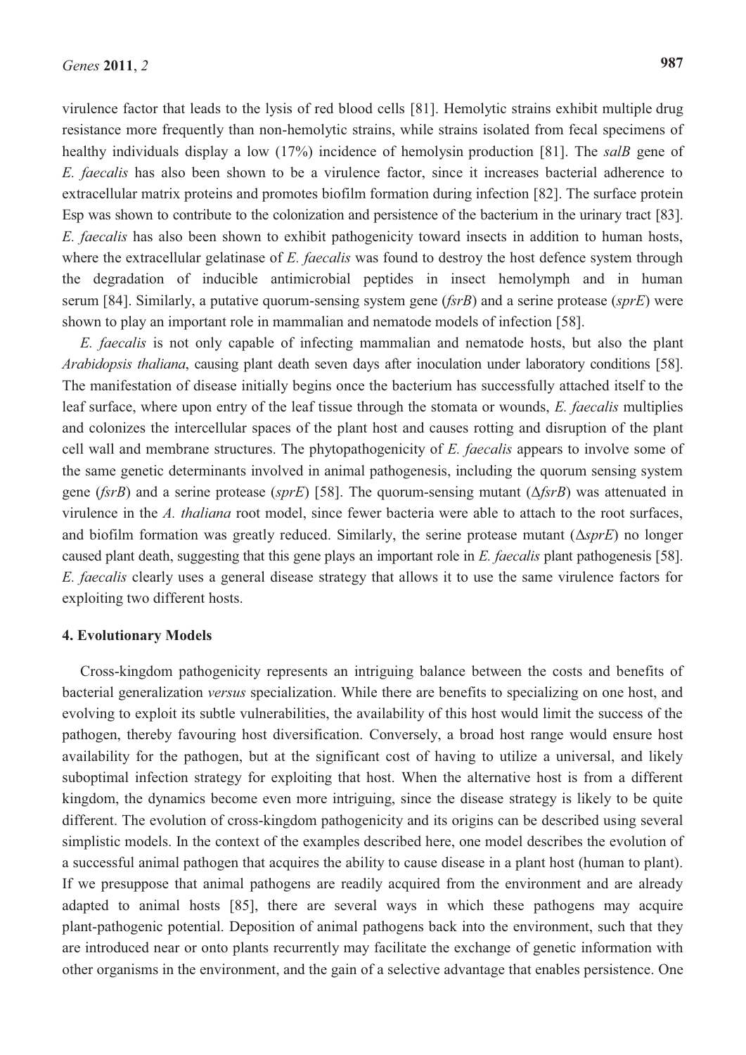virulence factor that leads to the lysis of red blood cells [81]. Hemolytic strains exhibit multiple drug resistance more frequently than non-hemolytic strains, while strains isolated from fecal specimens of healthy individuals display a low (17%) incidence of hemolysin production [81]. The *salB* gene of *E. faecalis* has also been shown to be a virulence factor, since it increases bacterial adherence to extracellular matrix proteins and promotes biofilm formation during infection [82]. The surface protein Esp was shown to contribute to the colonization and persistence of the bacterium in the urinary tract [83]. *E. faecalis* has also been shown to exhibit pathogenicity toward insects in addition to human hosts, where the extracellular gelatinase of *E. faecalis* was found to destroy the host defence system through the degradation of inducible antimicrobial peptides in insect hemolymph and in human serum [84]. Similarly, a putative quorum-sensing system gene (*fsrB*) and a serine protease (*sprE*) were shown to play an important role in mammalian and nematode models of infection [58].

*E. faecalis* is not only capable of infecting mammalian and nematode hosts, but also the plant *Arabidopsis thaliana*, causing plant death seven days after inoculation under laboratory conditions [58]. The manifestation of disease initially begins once the bacterium has successfully attached itself to the leaf surface, where upon entry of the leaf tissue through the stomata or wounds, *E. faecalis* multiplies and colonizes the intercellular spaces of the plant host and causes rotting and disruption of the plant cell wall and membrane structures. The phytopathogenicity of *E. faecalis* appears to involve some of the same genetic determinants involved in animal pathogenesis, including the quorum sensing system gene (*fsrB*) and a serine protease (*sprE*) [58]. The quorum-sensing mutant (Δ*fsrB*) was attenuated in virulence in the *A. thaliana* root model, since fewer bacteria were able to attach to the root surfaces, and biofilm formation was greatly reduced. Similarly, the serine protease mutant (Δ*sprE*) no longer caused plant death, suggesting that this gene plays an important role in *E. faecalis* plant pathogenesis [58]. *E. faecalis* clearly uses a general disease strategy that allows it to use the same virulence factors for exploiting two different hosts.

## 4. Evolutionary Models

Cross-kingdom pathogenicity represents an intriguing balance between the costs and benefits of bacterial generalization *versus* specialization. While there are benefits to specializing on one host, and evolving to exploit its subtle vulnerabilities, the availability of this host would limit the success of the pathogen, thereby favouring host diversification. Conversely, a broad host range would ensure host availability for the pathogen, but at the significant cost of having to utilize a universal, and likely suboptimal infection strategy for exploiting that host. When the alternative host is from a different kingdom, the dynamics become even more intriguing, since the disease strategy is likely to be quite different. The evolution of cross-kingdom pathogenicity and its origins can be described using several simplistic models. In the context of the examples described here, one model describes the evolution of a successful animal pathogen that acquires the ability to cause disease in a plant host (human to plant). If we presuppose that animal pathogens are readily acquired from the environment and are already adapted to animal hosts [85], there are several ways in which these pathogens may acquire plant-pathogenic potential. Deposition of animal pathogens back into the environment, such that they are introduced near or onto plants recurrently may facilitate the exchange of genetic information with other organisms in the environment, and the gain of a selective advantage that enables persistence. One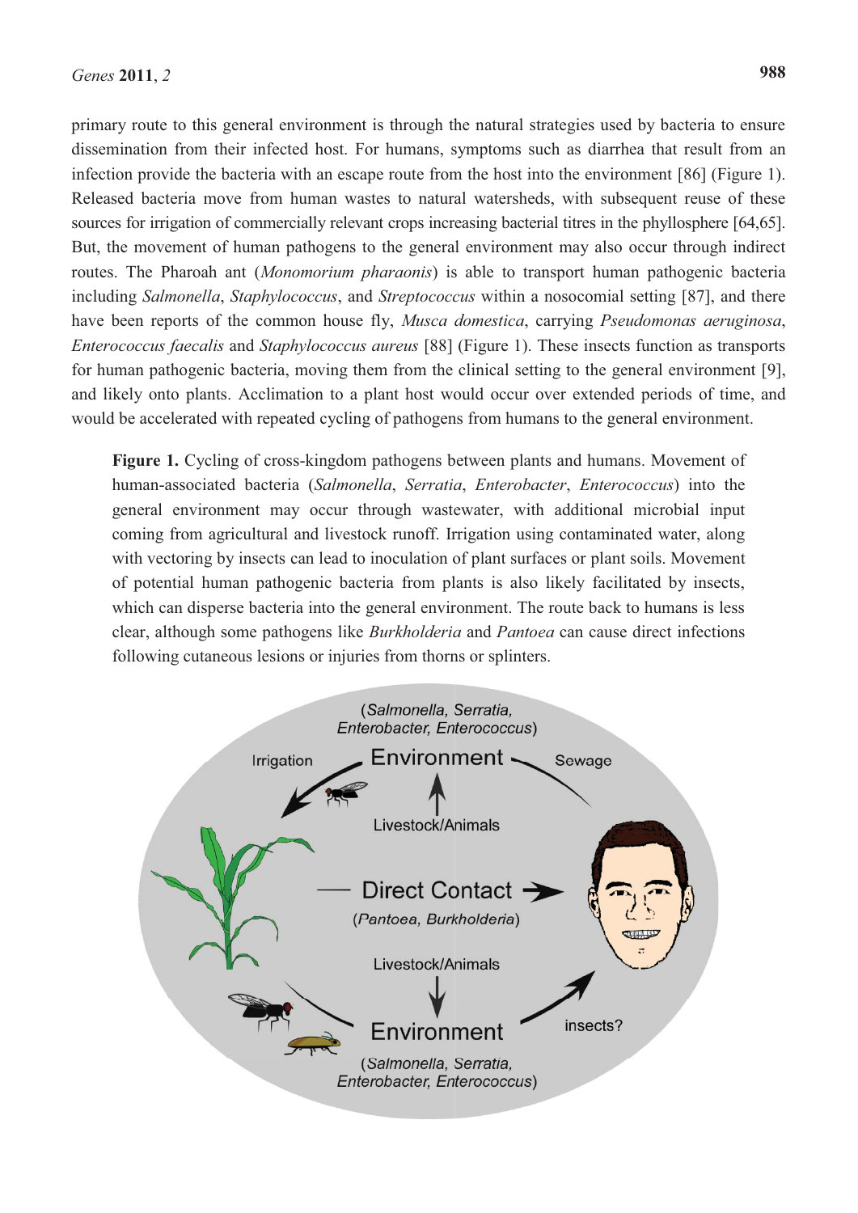primary route to this general environment is through the natural strategies used by bacteria to ensure dissemination from their infected host. For humans, symptoms such as diarrhea that result from an infection provide the bacteria with an escape route from the host into the environment [86] (Figure 1). Released bacteria move from human wastes to natural watersheds, with subsequent reuse of these sources for irrigation of commercially relevant crops increasing bacterial titres in the phyllosphere [64,65]. But, the movement of human pathogens to the general environment may also occur through indirect routes. The Pharoah ant (*Monomorium pharaonis*) is able to transport human pathogenic bacteria including *Salmonella*, *Staphylococcus*, and *Streptococcus* within a nosocomial setting [87], and there have been reports of the common house fly, *Musca domestica*, carrying *Pseudomonas aeruginosa*, *Enterococcus faecalis* and *Staphylococcus aureus* [88] (Figure 1). These insects function as transports for human pathogenic bacteria, moving them from the clinical setting to the general environment [9], and likely onto plants. Acclimation to a plant host would occur over extended periods of time, and would be accelerated with repeated cycling of pathogens from humans to the general environment.

**Figure 1.** Cycling of cross-kingdom pathogens between plants and humans. Movement of human-associated bacteria (*Salmonella*, *Serratia*, *Enterobacter*, *Enterococcus*) into the general environment may occur through wastewater, with additional microbial input coming from agricultural and livestock runoff. Irrigation using contaminated water, along with vectoring by insects can lead to inoculation of plant surfaces or plant soils. Movement of potential human pathogenic bacteria from plants is also likely facilitated by insects, which can disperse bacteria into the general environment. The route back to humans is less clear, although some pathogens like *Burkholderia* and *Pantoea* can cause direct infections following cutaneous lesions or injuries from thorns or splinters.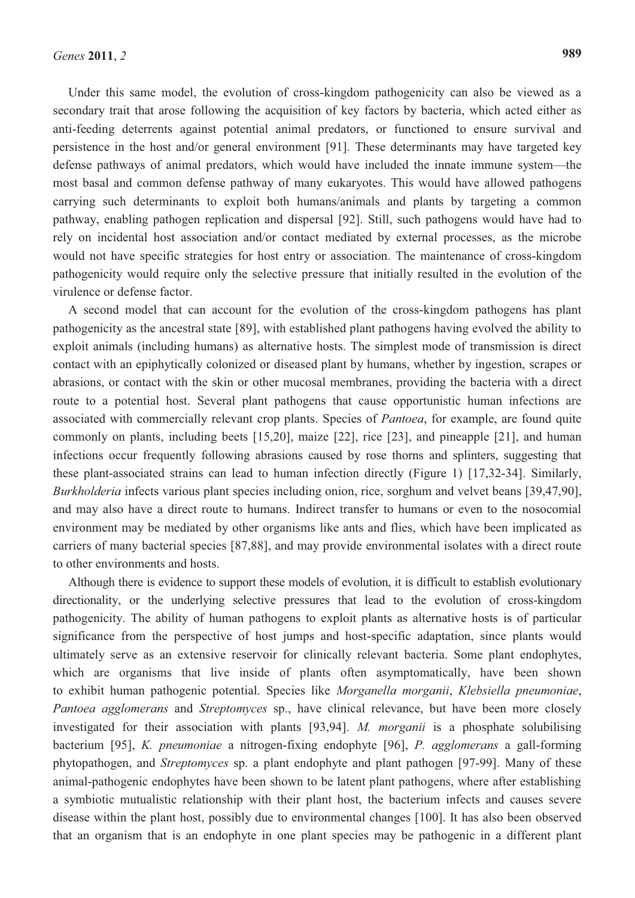Under this same model, the evolution of cross-kingdom pathogenicity can also be viewed as a secondary trait that arose following the acquisition of key factors by bacteria, which acted either as anti-feeding deterrents against potential animal predators, or functioned to ensure survival and persistence in the host and/or general environment [91]. These determinants may have targeted key defense pathways of animal predators, which would have included the innate immune system—the most basal and common defense pathway of many eukaryotes. This would have allowed pathogens carrying such determinants to exploit both humans/animals and plants by targeting a common pathway, enabling pathogen replication and dispersal [92]. Still, such pathogens would have had to rely on incidental host association and/or contact mediated by external processes, as the microbe would not have specific strategies for host entry or association. The maintenance of cross-kingdom pathogenicity would require only the selective pressure that initially resulted in the evolution of the virulence or defense factor.

A second model that can account for the evolution of the cross-kingdom pathogens has plant pathogenicity as the ancestral state [89], with established plant pathogens having evolved the ability to exploit animals (including humans) as alternative hosts. The simplest mode of transmission is direct contact with an epiphytically colonized or diseased plant by humans, whether by ingestion, scrapes or abrasions, or contact with the skin or other mucosal membranes, providing the bacteria with a direct route to a potential host. Several plant pathogens that cause opportunistic human infections are associated with commercially relevant crop plants. Species of *Pantoea*, for example, are found quite commonly on plants, including beets [15,20], maize [22], rice [23], and pineapple [21], and human infections occur frequently following abrasions caused by rose thorns and splinters, suggesting that these plant-associated strains can lead to human infection directly (Figure 1) [17,32-34]. Similarly, *Burkholderia* infects various plant species including onion, rice, sorghum and velvet beans [39,47,90], and may also have a direct route to humans. Indirect transfer to humans or even to the nosocomial environment may be mediated by other organisms like ants and flies, which have been implicated as carriers of many bacterial species [87,88], and may provide environmental isolates with a direct route to other environments and hosts.

Although there is evidence to support these models of evolution, it is difficult to establish evolutionary directionality, or the underlying selective pressures that lead to the evolution of cross-kingdom pathogenicity. The ability of human pathogens to exploit plants as alternative hosts is of particular significance from the perspective of host jumps and host-specific adaptation, since plants would ultimately serve as an extensive reservoir for clinically relevant bacteria. Some plant endophytes, which are organisms that live inside of plants often asymptomatically, have been shown to exhibit human pathogenic potential. Species like *Morganella morganii*, *Klebsiella pneumoniae*, *Pantoea agglomerans* and *Streptomyces* sp., have clinical relevance, but have been more closely investigated for their association with plants [93,94]. *M. morganii* is a phosphate solubilising bacterium [95], *K. pneumoniae* a nitrogen-fixing endophyte [96], *P. agglomerans* a gall-forming phytopathogen, and *Streptomyces* sp. a plant endophyte and plant pathogen [97-99]. Many of these animal-pathogenic endophytes have been shown to be latent plant pathogens, where after establishing a symbiotic mutualistic relationship with their plant host, the bacterium infects and causes severe disease within the plant host, possibly due to environmental changes [100]. It has also been observed that an organism that is an endophyte in one plant species may be pathogenic in a different plant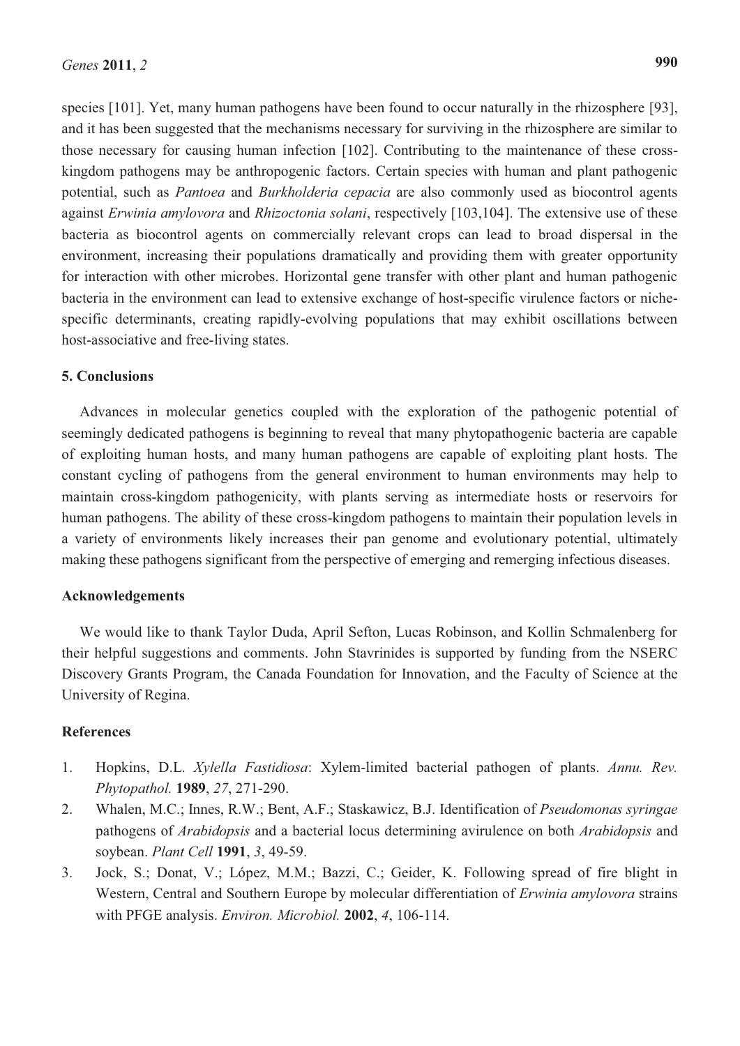species [101]. Yet, many human pathogens have been found to occur naturally in the rhizosphere [93], and it has been suggested that the mechanisms necessary for surviving in the rhizosphere are similar to those necessary for causing human infection [102]. Contributing to the maintenance of these cross-kingdom pathogens may be anthropogenic factors. Certain species with human and plant pathogenic potential, such as *Pantoea* and *Burkholderia cepacia* are also commonly used as biocontrol agents against *Erwinia amylovora* and *Rhizoctonia solani*, respectively [103,104]. The extensive use of these bacteria as biocontrol agents on commercially relevant crops can lead to broad dispersal in the environment, increasing their populations dramatically and providing them with greater opportunity for interaction with other microbes. Horizontal gene transfer with other plant and human pathogenic bacteria in the environment can lead to extensive exchange of host-specific virulence factors or niche-specific determinants, creating rapidly-evolving populations that may exhibit oscillations between host-associative and free-living states.

## 5. Conclusions

Advances in molecular genetics coupled with the exploration of the pathogenic potential of seemingly dedicated pathogens is beginning to reveal that many phytopathogenic bacteria are capable of exploiting human hosts, and many human pathogens are capable of exploiting plant hosts. The constant cycling of pathogens from the general environment to human environments may help to maintain cross-kingdom pathogenicity, with plants serving as intermediate hosts or reservoirs for human pathogens. The ability of these cross-kingdom pathogens to maintain their population levels in a variety of environments likely increases their pan genome and evolutionary potential, ultimately making these pathogens significant from the perspective of emerging and remerging infectious diseases.

## Acknowledgements

We would like to thank Taylor Duda, April Sefton, Lucas Robinson, and Kollin Schmalenberg for their helpful suggestions and comments. John Stavrinides is supported by funding from the NSERC Discovery Grants Program, the Canada Foundation for Innovation, and the Faculty of Science at the University of Regina.

## References

1. Hopkins, D.L. *Xylella Fastidiosa*: Xylem-limited bacterial pathogen of plants. *Annu. Rev. Phytopathol.* **1989**, *27*, 271-290.
2. Whalen, M.C.; Innes, R.W.; Bent, A.F.; Staskawicz, B.J. Identification of *Pseudomonas syringae* pathogens of *Arabidopsis* and a bacterial locus determining avirulence on both *Arabidopsis* and soybean. *Plant Cell* **1991**, *3*, 49-59.
3. Jock, S.; Donat, V.; López, M.M.; Bazzi, C.; Geider, K. Following spread of fire blight in Western, Central and Southern Europe by molecular differentiation of *Erwinia amylovora* strains with PFGE analysis. *Environ. Microbiol.* **2002**, *4*, 106-114.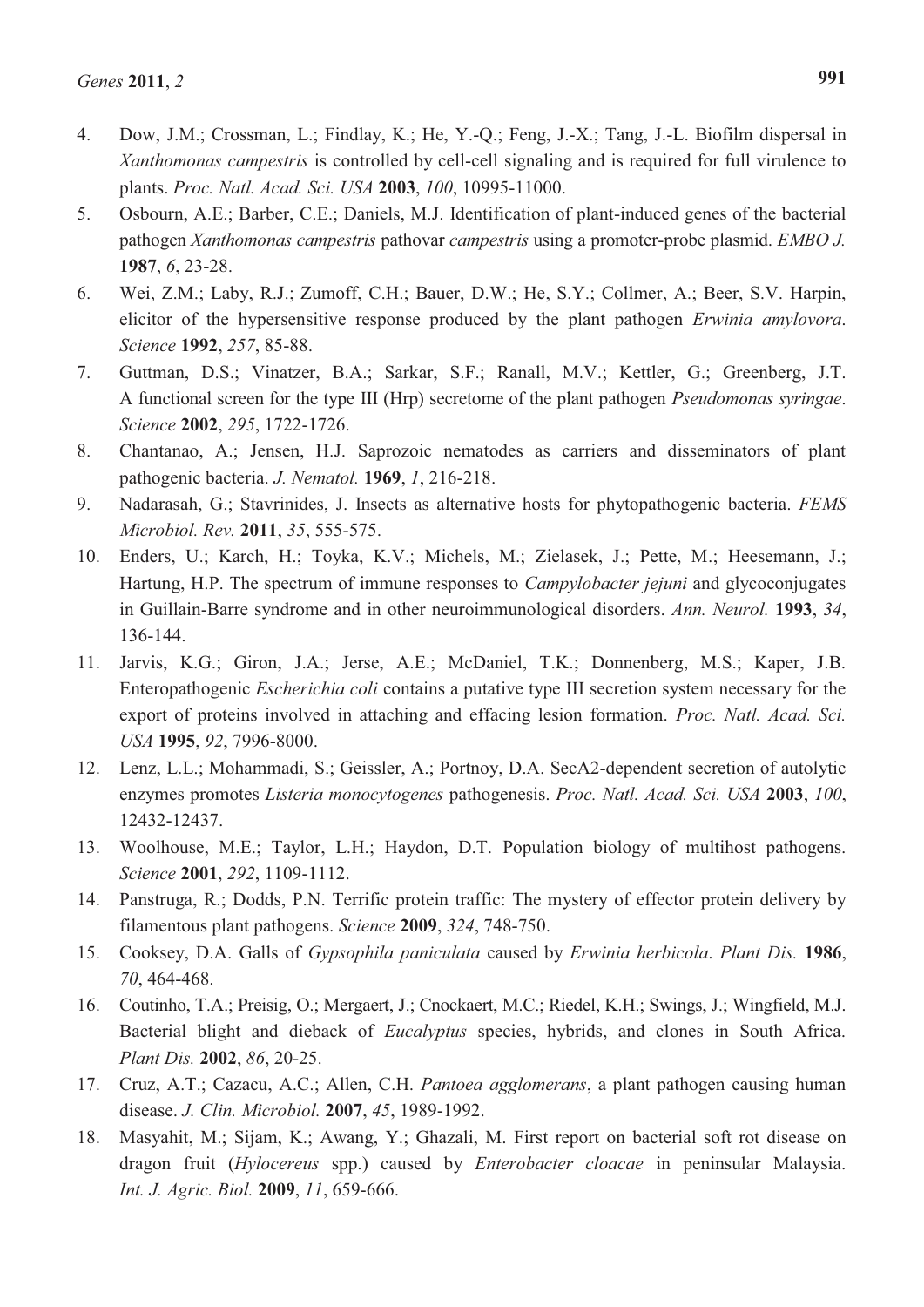4. Dow, J.M.; Crossman, L.; Findlay, K.; He, Y.-Q.; Feng, J.-X.; Tang, J.-L. Biofilm dispersal in *Xanthomonas campestris* is controlled by cell-cell signaling and is required for full virulence to plants. *Proc. Natl. Acad. Sci. USA* **2003**, *100*, 10995-11000.
5. Osbourn, A.E.; Barber, C.E.; Daniels, M.J. Identification of plant-induced genes of the bacterial pathogen *Xanthomonas campestris* pathovar *campestris* using a promoter-probe plasmid. *EMBO J.* **1987**, *6*, 23-28.
6. Wei, Z.M.; Laby, R.J.; Zumoff, C.H.; Bauer, D.W.; He, S.Y.; Collmer, A.; Beer, S.V. Harpin, elicitor of the hypersensitive response produced by the plant pathogen *Erwinia amylovora*. *Science* **1992**, *257*, 85-88.
7. Guttman, D.S.; Vinatzer, B.A.; Sarkar, S.F.; Ranall, M.V.; Kettler, G.; Greenberg, J.T. A functional screen for the type III (Hrp) secretome of the plant pathogen *Pseudomonas syringae*. *Science* **2002**, *295*, 1722-1726.
8. Chantanao, A.; Jensen, H.J. Saprozoic nematodes as carriers and disseminators of plant pathogenic bacteria. *J. Nematol.* **1969**, *1*, 216-218.
9. Nadarasah, G.; Stavrinides, J. Insects as alternative hosts for phytopathogenic bacteria. *FEMS Microbiol. Rev.* **2011**, *35*, 555-575.
10. Enders, U.; Karch, H.; Toyka, K.V.; Michels, M.; Zielasek, J.; Pette, M.; Heesemann, J.; Hartung, H.P. The spectrum of immune responses to *Campylobacter jejuni* and glycoconjugates in Guillain-Barre syndrome and in other neuroimmunological disorders. *Ann. Neurol.* **1993**, *34*, 136-144.
11. Jarvis, K.G.; Giron, J.A.; Jerse, A.E.; McDaniel, T.K.; Donnenberg, M.S.; Kaper, J.B. Enteropathogenic *Escherichia coli* contains a putative type III secretion system necessary for the export of proteins involved in attaching and effacing lesion formation. *Proc. Natl. Acad. Sci. USA* **1995**, *92*, 7996-8000.
12. Lenz, L.L.; Mohammadi, S.; Geissler, A.; Portnoy, D.A. SecA2-dependent secretion of autolytic enzymes promotes *Listeria monocytogenes* pathogenesis. *Proc. Natl. Acad. Sci. USA* **2003**, *100*, 12432-12437.
13. Woolhouse, M.E.; Taylor, L.H.; Haydon, D.T. Population biology of multihost pathogens. *Science* **2001**, *292*, 1109-1112.
14. Panstruga, R.; Dodds, P.N. Terrific protein traffic: The mystery of effector protein delivery by filamentous plant pathogens. *Science* **2009**, *324*, 748-750.
15. Cooksey, D.A. Galls of *Gypsophila paniculata* caused by *Erwinia herbicola*. *Plant Dis.* **1986**, *70*, 464-468.
16. Coutinho, T.A.; Preisig, O.; Mergaert, J.; Cnockaert, M.C.; Riedel, K.H.; Swings, J.; Wingfield, M.J. Bacterial blight and dieback of *Eucalyptus* species, hybrids, and clones in South Africa. *Plant Dis.* **2002**, *86*, 20-25.
17. Cruz, A.T.; Cazacu, A.C.; Allen, C.H. *Pantoea agglomerans*, a plant pathogen causing human disease. *J. Clin. Microbiol.* **2007**, *45*, 1989-1992.
18. Masyahit, M.; Sijam, K.; Awang, Y.; Ghazali, M. First report on bacterial soft rot disease on dragon fruit (*Hylocereus* spp.) caused by *Enterobacter cloacae* in peninsular Malaysia. *Int. J. Agric. Biol.* **2009**, *11*, 659-666.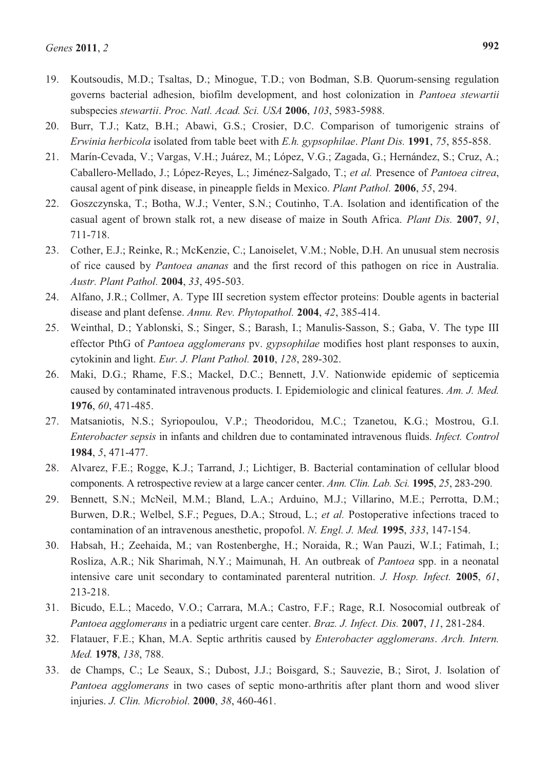19. Koutsoudis, M.D.; Tsaltas, D.; Minogue, T.D.; von Bodman, S.B. Quorum-sensing regulation governs bacterial adhesion, biofilm development, and host colonization in *Pantoea stewartii* subspecies *stewartii*. *Proc. Natl. Acad. Sci. USA* **2006**, *103*, 5983-5988.
20. Burr, T.J.; Katz, B.H.; Abawi, G.S.; Crosier, D.C. Comparison of tumorigenic strains of *Erwinia herbicola* isolated from table beet with *E.h. gypsophilae*. *Plant Dis.* **1991**, *75*, 855-858.
21. Marín-Cevada, V.; Vargas, V.H.; Juárez, M.; López, V.G.; Zagada, G.; Hernández, S.; Cruz, A.; Caballero-Mellado, J.; López-Reyes, L.; Jiménez-Salgado, T.; *et al.* Presence of *Pantoea citrea*, causal agent of pink disease, in pineapple fields in Mexico. *Plant Pathol.* **2006**, *55*, 294.
22. Goszczynska, T.; Botha, W.J.; Venter, S.N.; Coutinho, T.A. Isolation and identification of the casual agent of brown stalk rot, a new disease of maize in South Africa. *Plant Dis.* **2007**, *91*, 711-718.
23. Cother, E.J.; Reinke, R.; McKenzie, C.; Lanoiselet, V.M.; Noble, D.H. An unusual stem necrosis of rice caused by *Pantoea ananas* and the first record of this pathogen on rice in Australia. *Austr. Plant Pathol.* **2004**, *33*, 495-503.
24. Alfano, J.R.; Collmer, A. Type III secretion system effector proteins: Double agents in bacterial disease and plant defense. *Annu. Rev. Phytopathol.* **2004**, *42*, 385-414.
25. Weinthal, D.; Yablonski, S.; Singer, S.; Barash, I.; Manulis-Sasson, S.; Gaba, V. The type III effector PthG of *Pantoea agglomerans* pv. *gypsophilae* modifies host plant responses to auxin, cytokinin and light. *Eur. J. Plant Pathol.* **2010**, *128*, 289-302.
26. Maki, D.G.; Rhame, F.S.; Mackel, D.C.; Bennett, J.V. Nationwide epidemic of septicemia caused by contaminated intravenous products. I. Epidemiologic and clinical features. *Am. J. Med.* **1976**, *60*, 471-485.
27. Matsaniotis, N.S.; Syriopoulou, V.P.; Theodoridou, M.C.; Tzanetou, K.G.; Mostrou, G.I. *Enterobacter sepsis* in infants and children due to contaminated intravenous fluids. *Infect. Control* **1984**, *5*, 471-477.
28. Alvarez, F.E.; Rogge, K.J.; Tarrand, J.; Lichtiger, B. Bacterial contamination of cellular blood components. A retrospective review at a large cancer center. *Ann. Clin. Lab. Sci.* **1995**, *25*, 283-290.
29. Bennett, S.N.; McNeil, M.M.; Bland, L.A.; Arduino, M.J.; Villarino, M.E.; Perrotta, D.M.; Burwen, D.R.; Welbel, S.F.; Pegues, D.A.; Stroud, L.; *et al.* Postoperative infections traced to contamination of an intravenous anesthetic, propofol. *N. Engl. J. Med.* **1995**, *333*, 147-154.
30. Habsah, H.; Zeehaida, M.; van Rostenberghe, H.; Noraida, R.; Wan Pauzi, W.I.; Fatimah, I.; Rosliza, A.R.; Nik Sharimah, N.Y.; Maimunah, H. An outbreak of *Pantoea* spp. in a neonatal intensive care unit secondary to contaminated parenteral nutrition. *J. Hosp. Infect.* **2005**, *61*, 213-218.
31. Bicudo, E.L.; Macedo, V.O.; Carrara, M.A.; Castro, F.F.; Rage, R.I. Nosocomial outbreak of *Pantoea agglomerans* in a pediatric urgent care center. *Braz. J. Infect. Dis.* **2007**, *11*, 281-284.
32. Flatauer, F.E.; Khan, M.A. Septic arthritis caused by *Enterobacter agglomerans*. *Arch. Intern. Med.* **1978**, *138*, 788.
33. de Champs, C.; Le Seaux, S.; Dubost, J.J.; Boisgard, S.; Sauvezie, B.; Sirot, J. Isolation of *Pantoea agglomerans* in two cases of septic mono-arthritis after plant thorn and wood sliver injuries. *J. Clin. Microbiol.* **2000**, *38*, 460-461.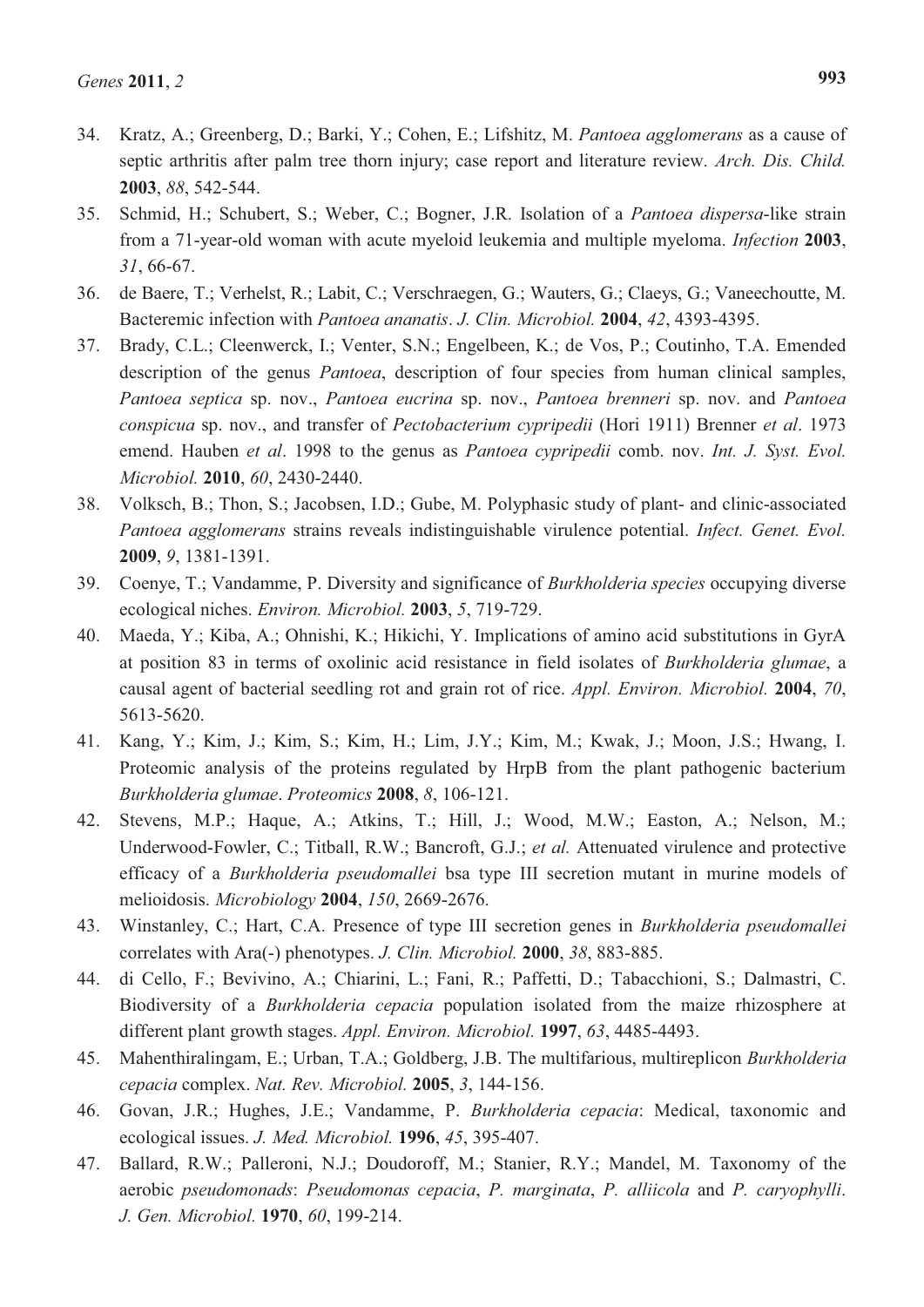34. Kratz, A.; Greenberg, D.; Barki, Y.; Cohen, E.; Lifshitz, M. *Pantoea agglomerans* as a cause of septic arthritis after palm tree thorn injury; case report and literature review. *Arch. Dis. Child.* **2003**, *88*, 542-544.
35. Schmid, H.; Schubert, S.; Weber, C.; Bogner, J.R. Isolation of a *Pantoea dispersa*-like strain from a 71-year-old woman with acute myeloid leukemia and multiple myeloma. *Infection* **2003**, *31*, 66-67.
36. de Baere, T.; Verhelst, R.; Labit, C.; Verschraegen, G.; Wauters, G.; Claeys, G.; Vaneechoutte, M. Bacteremic infection with *Pantoea ananatis*. *J. Clin. Microbiol.* **2004**, *42*, 4393-4395.
37. Brady, C.L.; Cleenwerck, I.; Venter, S.N.; Engelbeen, K.; de Vos, P.; Coutinho, T.A. Emended description of the genus *Pantoea*, description of four species from human clinical samples, *Pantoea septica* sp. nov., *Pantoea eucrina* sp. nov., *Pantoea brenneri* sp. nov. and *Pantoea conspicua* sp. nov., and transfer of *Pectobacterium cypripedii* (Hori 1911) Brenner *et al*. 1973 emend. Hauben *et al*. 1998 to the genus as *Pantoea cypripedii* comb. nov. *Int. J. Syst. Evol. Microbiol.* **2010**, *60*, 2430-2440.
38. Volksch, B.; Thon, S.; Jacobsen, I.D.; Gube, M. Polyphasic study of plant- and clinic-associated *Pantoea agglomerans* strains reveals indistinguishable virulence potential. *Infect. Genet. Evol.* **2009**, *9*, 1381-1391.
39. Coenye, T.; Vandamme, P. Diversity and significance of *Burkholderia species* occupying diverse ecological niches. *Environ. Microbiol.* **2003**, *5*, 719-729.
40. Maeda, Y.; Kiba, A.; Ohnishi, K.; Hikichi, Y. Implications of amino acid substitutions in GyrA at position 83 in terms of oxolinic acid resistance in field isolates of *Burkholderia glumae*, a causal agent of bacterial seedling rot and grain rot of rice. *Appl. Environ. Microbiol.* **2004**, *70*, 5613-5620.
41. Kang, Y.; Kim, J.; Kim, S.; Kim, H.; Lim, J.Y.; Kim, M.; Kwak, J.; Moon, J.S.; Hwang, I. Proteomic analysis of the proteins regulated by HrpB from the plant pathogenic bacterium *Burkholderia glumae*. *Proteomics* **2008**, *8*, 106-121.
42. Stevens, M.P.; Haque, A.; Atkins, T.; Hill, J.; Wood, M.W.; Easton, A.; Nelson, M.; Underwood-Fowler, C.; Titball, R.W.; Bancroft, G.J.; *et al.* Attenuated virulence and protective efficacy of a *Burkholderia pseudomallei* bsa type III secretion mutant in murine models of melioidosis. *Microbiology* **2004**, *150*, 2669-2676.
43. Winstanley, C.; Hart, C.A. Presence of type III secretion genes in *Burkholderia pseudomallei* correlates with Ara(-) phenotypes. *J. Clin. Microbiol.* **2000**, *38*, 883-885.
44. di Cello, F.; Bevivino, A.; Chiarini, L.; Fani, R.; Paffetti, D.; Tabacchioni, S.; Dalmastri, C. Biodiversity of a *Burkholderia cepacia* population isolated from the maize rhizosphere at different plant growth stages. *Appl. Environ. Microbiol.* **1997**, *63*, 4485-4493.
45. Mahenthiralingam, E.; Urban, T.A.; Goldberg, J.B. The multifarious, multireplicon *Burkholderia cepacia* complex. *Nat. Rev. Microbiol.* **2005**, *3*, 144-156.
46. Govan, J.R.; Hughes, J.E.; Vandamme, P. *Burkholderia cepacia*: Medical, taxonomic and ecological issues. *J. Med. Microbiol.* **1996**, *45*, 395-407.
47. Ballard, R.W.; Palleroni, N.J.; Doudoroff, M.; Stanier, R.Y.; Mandel, M. Taxonomy of the aerobic *pseudomonads*: *Pseudomonas cepacia*, *P. marginata*, *P. alliicola* and *P. caryophylli*. *J. Gen. Microbiol.* **1970**, *60*, 199-214.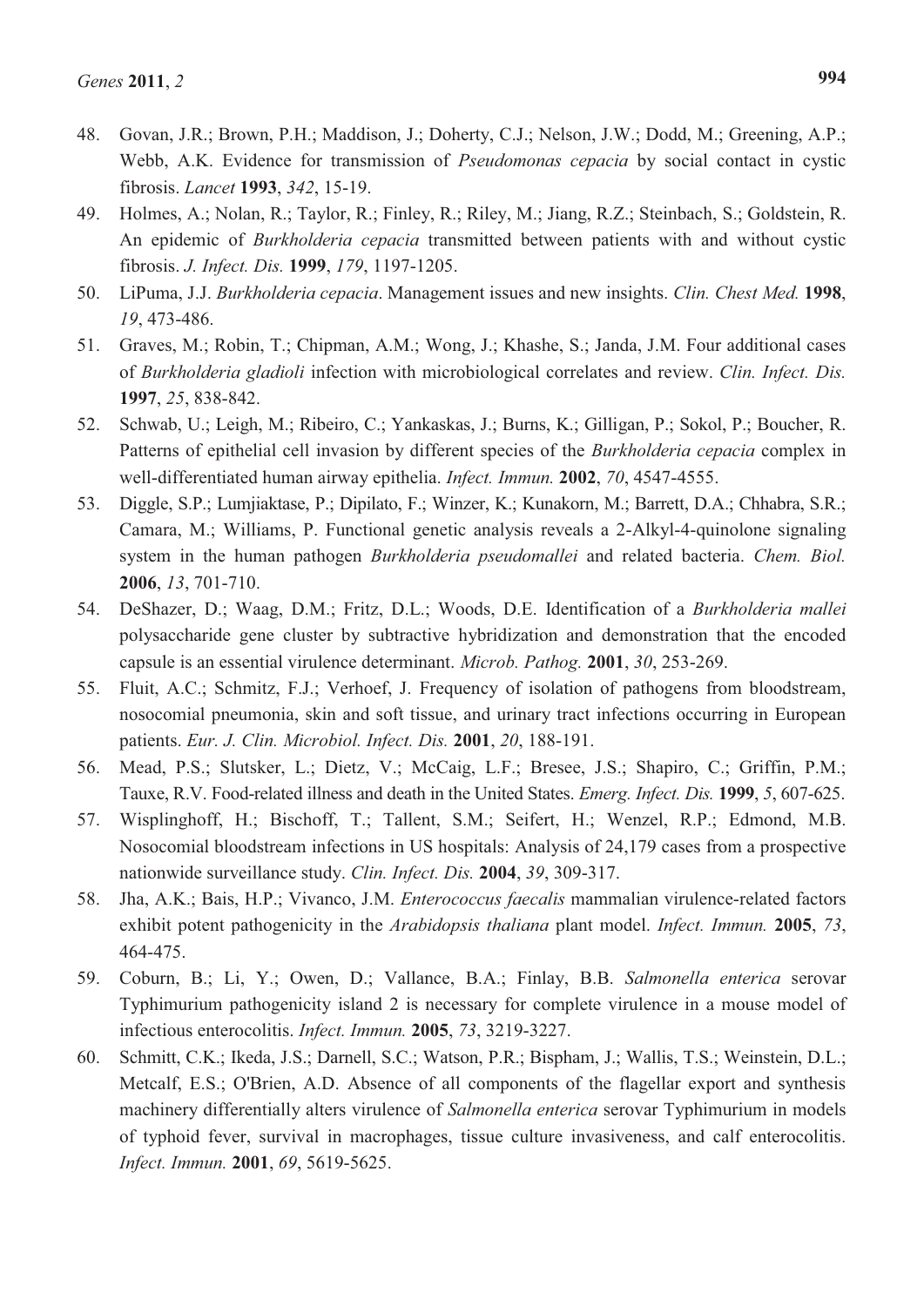48. Govan, J.R.; Brown, P.H.; Maddison, J.; Doherty, C.J.; Nelson, J.W.; Dodd, M.; Greening, A.P.; Webb, A.K. Evidence for transmission of *Pseudomonas cepacia* by social contact in cystic fibrosis. *Lancet* **1993**, *342*, 15-19.
49. Holmes, A.; Nolan, R.; Taylor, R.; Finley, R.; Riley, M.; Jiang, R.Z.; Steinbach, S.; Goldstein, R. An epidemic of *Burkholderia cepacia* transmitted between patients with and without cystic fibrosis. *J. Infect. Dis.* **1999**, *179*, 1197-1205.
50. LiPuma, J.J. *Burkholderia cepacia*. Management issues and new insights. *Clin. Chest Med.* **1998**, *19*, 473-486.
51. Graves, M.; Robin, T.; Chipman, A.M.; Wong, J.; Khashe, S.; Janda, J.M. Four additional cases of *Burkholderia gladioli* infection with microbiological correlates and review. *Clin. Infect. Dis.* **1997**, *25*, 838-842.
52. Schwab, U.; Leigh, M.; Ribeiro, C.; Yankaskas, J.; Burns, K.; Gilligan, P.; Sokol, P.; Boucher, R. Patterns of epithelial cell invasion by different species of the *Burkholderia cepacia* complex in well-differentiated human airway epithelia. *Infect. Immun.* **2002**, *70*, 4547-4555.
53. Diggle, S.P.; Lumjiaktase, P.; Dipilato, F.; Winzer, K.; Kunakorn, M.; Barrett, D.A.; Chhabra, S.R.; Camara, M.; Williams, P. Functional genetic analysis reveals a 2-Alkyl-4-quinolone signaling system in the human pathogen *Burkholderia pseudomallei* and related bacteria. *Chem. Biol.* **2006**, *13*, 701-710.
54. DeShazer, D.; Waag, D.M.; Fritz, D.L.; Woods, D.E. Identification of a *Burkholderia mallei* polysaccharide gene cluster by subtractive hybridization and demonstration that the encoded capsule is an essential virulence determinant. *Microb. Pathog.* **2001**, *30*, 253-269.
55. Fluit, A.C.; Schmitz, F.J.; Verhoef, J. Frequency of isolation of pathogens from bloodstream, nosocomial pneumonia, skin and soft tissue, and urinary tract infections occurring in European patients. *Eur. J. Clin. Microbiol. Infect. Dis.* **2001**, *20*, 188-191.
56. Mead, P.S.; Slutsker, L.; Dietz, V.; McCaig, L.F.; Bresee, J.S.; Shapiro, C.; Griffin, P.M.; Tauxe, R.V. Food-related illness and death in the United States. *Emerg. Infect. Dis.* **1999**, *5*, 607-625.
57. Wisplinghoff, H.; Bischoff, T.; Tallent, S.M.; Seifert, H.; Wenzel, R.P.; Edmond, M.B. Nosocomial bloodstream infections in US hospitals: Analysis of 24,179 cases from a prospective nationwide surveillance study. *Clin. Infect. Dis.* **2004**, *39*, 309-317.
58. Jha, A.K.; Bais, H.P.; Vivanco, J.M. *Enterococcus faecalis* mammalian virulence-related factors exhibit potent pathogenicity in the *Arabidopsis thaliana* plant model. *Infect. Immun.* **2005**, *73*, 464-475.
59. Coburn, B.; Li, Y.; Owen, D.; Vallance, B.A.; Finlay, B.B. *Salmonella enterica* serovar Typhimurium pathogenicity island 2 is necessary for complete virulence in a mouse model of infectious enterocolitis. *Infect. Immun.* **2005**, *73*, 3219-3227.
60. Schmitt, C.K.; Ikeda, J.S.; Darnell, S.C.; Watson, P.R.; Bispham, J.; Wallis, T.S.; Weinstein, D.L.; Metcalf, E.S.; O'Brien, A.D. Absence of all components of the flagellar export and synthesis machinery differentially alters virulence of *Salmonella enterica* serovar Typhimurium in models of typhoid fever, survival in macrophages, tissue culture invasiveness, and calf enterocolitis. *Infect. Immun.* **2001**, *69*, 5619-5625.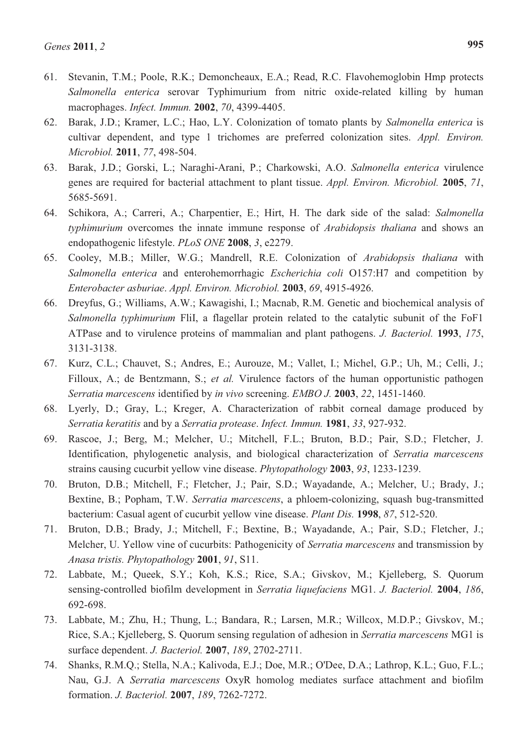61. Stevanin, T.M.; Poole, R.K.; Demoncheaux, E.A.; Read, R.C. Flavohemoglobin Hmp protects *Salmonella enterica* serovar Typhimurium from nitric oxide-related killing by human macrophages. *Infect. Immun.* **2002**, *70*, 4399-4405.
62. Barak, J.D.; Kramer, L.C.; Hao, L.Y. Colonization of tomato plants by *Salmonella enterica* is cultivar dependent, and type 1 trichomes are preferred colonization sites. *Appl. Environ. Microbiol.* **2011**, *77*, 498-504.
63. Barak, J.D.; Gorski, L.; Naraghi-Arani, P.; Charkowski, A.O. *Salmonella enterica* virulence genes are required for bacterial attachment to plant tissue. *Appl. Environ. Microbiol.* **2005**, *71*, 5685-5691.
64. Schikora, A.; Carreri, A.; Charpentier, E.; Hirt, H. The dark side of the salad: *Salmonella typhimurium* overcomes the innate immune response of *Arabidopsis thaliana* and shows an endopathogenic lifestyle. *PLoS ONE* **2008**, *3*, e2279.
65. Cooley, M.B.; Miller, W.G.; Mandrell, R.E. Colonization of *Arabidopsis thaliana* with *Salmonella enterica* and enterohemorrhagic *Escherichia coli* O157:H7 and competition by *Enterobacter asburiae*. *Appl. Environ. Microbiol.* **2003**, *69*, 4915-4926.
66. Dreyfus, G.; Williams, A.W.; Kawagishi, I.; Macnab, R.M. Genetic and biochemical analysis of *Salmonella typhimurium* FliI, a flagellar protein related to the catalytic subunit of the FoF1 ATPase and to virulence proteins of mammalian and plant pathogens. *J. Bacteriol.* **1993**, *175*, 3131-3138.
67. Kurz, C.L.; Chauvet, S.; Andres, E.; Aurouze, M.; Vallet, I.; Michel, G.P.; Uh, M.; Celli, J.; Filloux, A.; de Bentzmann, S.; *et al.* Virulence factors of the human opportunistic pathogen *Serratia marcescens* identified by *in vivo* screening. *EMBO J.* **2003**, *22*, 1451-1460.
68. Lyerly, D.; Gray, L.; Kreger, A. Characterization of rabbit corneal damage produced by *Serratia keratitis* and by a *Serratia protease*. *Infect. Immun.* **1981**, *33*, 927-932.
69. Rascoe, J.; Berg, M.; Melcher, U.; Mitchell, F.L.; Bruton, B.D.; Pair, S.D.; Fletcher, J. Identification, phylogenetic analysis, and biological characterization of *Serratia marcescens* strains causing cucurbit yellow vine disease. *Phytopathology* **2003**, *93*, 1233-1239.
70. Bruton, D.B.; Mitchell, F.; Fletcher, J.; Pair, S.D.; Wayadande, A.; Melcher, U.; Brady, J.; Bextine, B.; Popham, T.W. *Serratia marcescens*, a phloem-colonizing, squash bug-transmitted bacterium: Casual agent of cucurbit yellow vine disease. *Plant Dis.* **1998**, *87*, 512-520.
71. Bruton, D.B.; Brady, J.; Mitchell, F.; Bextine, B.; Wayadande, A.; Pair, S.D.; Fletcher, J.; Melcher, U. Yellow vine of cucurbits: Pathogenicity of *Serratia marcescens* and transmission by *Anasa tristis. Phytopathology* **2001**, *91*, S11.
72. Labbate, M.; Queek, S.Y.; Koh, K.S.; Rice, S.A.; Givskov, M.; Kjelleberg, S. Quorum sensing-controlled biofilm development in *Serratia liquefaciens* MG1. *J. Bacteriol.* **2004**, *186*, 692-698.
73. Labbate, M.; Zhu, H.; Thung, L.; Bandara, R.; Larsen, M.R.; Willcox, M.D.P.; Givskov, M.; Rice, S.A.; Kjelleberg, S. Quorum sensing regulation of adhesion in *Serratia marcescens* MG1 is surface dependent. *J. Bacteriol.* **2007**, *189*, 2702-2711.
74. Shanks, R.M.Q.; Stella, N.A.; Kalivoda, E.J.; Doe, M.R.; O'Dee, D.A.; Lathrop, K.L.; Guo, F.L.; Nau, G.J. A *Serratia marcescens* OxyR homolog mediates surface attachment and biofilm formation. *J. Bacteriol.* **2007**, *189*, 7262-7272.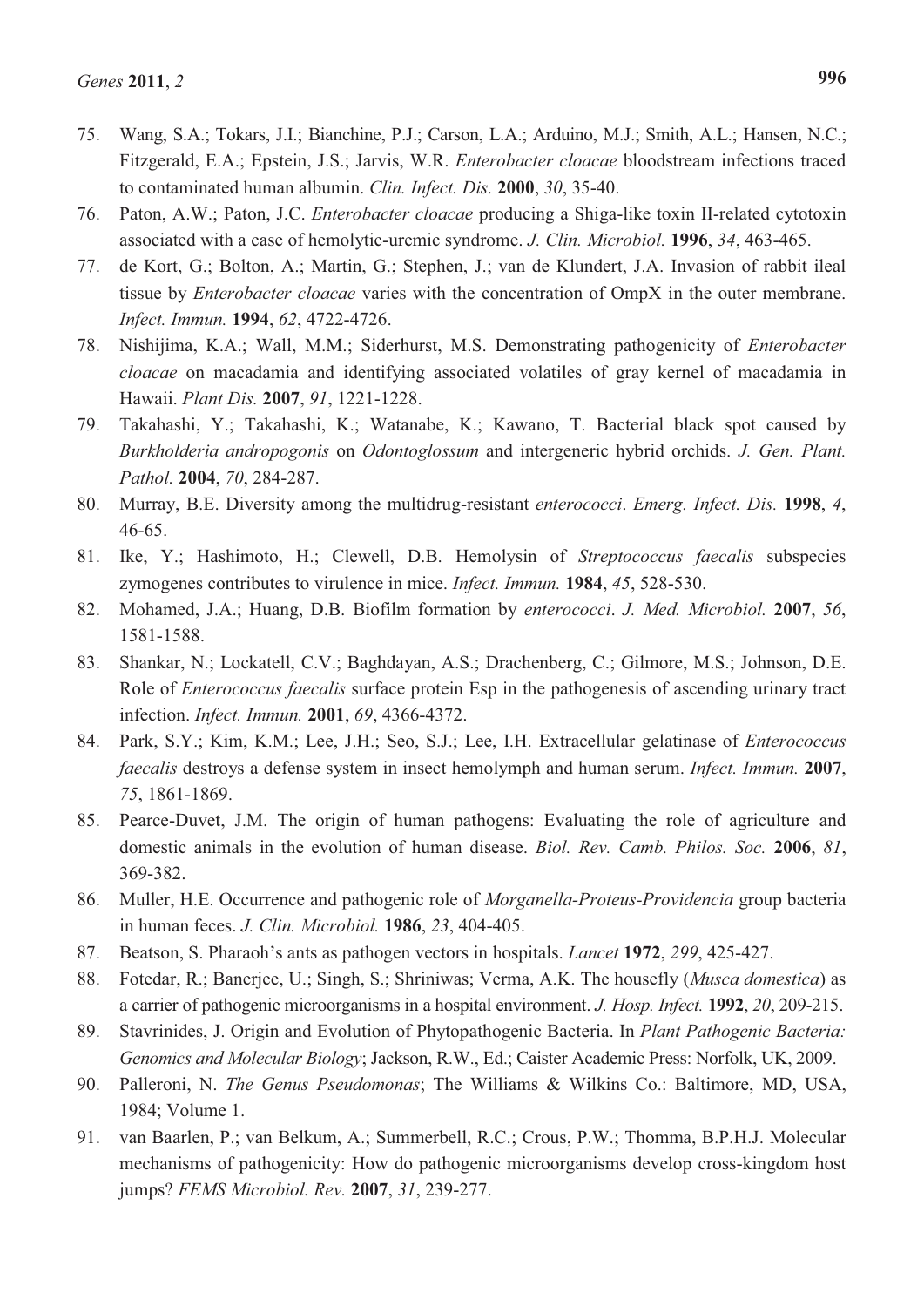75. Wang, S.A.; Tokars, J.I.; Bianchine, P.J.; Carson, L.A.; Arduino, M.J.; Smith, A.L.; Hansen, N.C.; Fitzgerald, E.A.; Epstein, J.S.; Jarvis, W.R. *Enterobacter cloacae* bloodstream infections traced to contaminated human albumin. *Clin. Infect. Dis.* **2000**, *30*, 35-40.
76. Paton, A.W.; Paton, J.C. *Enterobacter cloacae* producing a Shiga-like toxin II-related cytotoxin associated with a case of hemolytic-uremic syndrome. *J. Clin. Microbiol.* **1996**, *34*, 463-465.
77. de Kort, G.; Bolton, A.; Martin, G.; Stephen, J.; van de Klundert, J.A. Invasion of rabbit ileal tissue by *Enterobacter cloacae* varies with the concentration of OmpX in the outer membrane. *Infect. Immun.* **1994**, *62*, 4722-4726.
78. Nishijima, K.A.; Wall, M.M.; Siderhurst, M.S. Demonstrating pathogenicity of *Enterobacter cloacae* on macadamia and identifying associated volatiles of gray kernel of macadamia in Hawaii. *Plant Dis.* **2007**, *91*, 1221-1228.
79. Takahashi, Y.; Takahashi, K.; Watanabe, K.; Kawano, T. Bacterial black spot caused by *Burkholderia andropogonis* on *Odontoglossum* and intergeneric hybrid orchids. *J. Gen. Plant. Pathol.* **2004**, *70*, 284-287.
80. Murray, B.E. Diversity among the multidrug-resistant *enterococci*. *Emerg. Infect. Dis.* **1998**, *4*, 46-65.
81. Ike, Y.; Hashimoto, H.; Clewell, D.B. Hemolysin of *Streptococcus faecalis* subspecies zymogenes contributes to virulence in mice. *Infect. Immun.* **1984**, *45*, 528-530.
82. Mohamed, J.A.; Huang, D.B. Biofilm formation by *enterococci*. *J. Med. Microbiol.* **2007**, *56*, 1581-1588.
83. Shankar, N.; Lockatell, C.V.; Baghdayan, A.S.; Drachenberg, C.; Gilmore, M.S.; Johnson, D.E. Role of *Enterococcus faecalis* surface protein Esp in the pathogenesis of ascending urinary tract infection. *Infect. Immun.* **2001**, *69*, 4366-4372.
84. Park, S.Y.; Kim, K.M.; Lee, J.H.; Seo, S.J.; Lee, I.H. Extracellular gelatinase of *Enterococcus faecalis* destroys a defense system in insect hemolymph and human serum. *Infect. Immun.* **2007**, *75*, 1861-1869.
85. Pearce-Duvet, J.M. The origin of human pathogens: Evaluating the role of agriculture and domestic animals in the evolution of human disease. *Biol. Rev. Camb. Philos. Soc.* **2006**, *81*, 369-382.
86. Muller, H.E. Occurrence and pathogenic role of *Morganella-Proteus-Providencia* group bacteria in human feces. *J. Clin. Microbiol.* **1986**, *23*, 404-405.
87. Beatson, S. Pharaoh's ants as pathogen vectors in hospitals. *Lancet* **1972**, *299*, 425-427.
88. Fotedar, R.; Banerjee, U.; Singh, S.; Shriniwas; Verma, A.K. The housefly (*Musca domestica*) as a carrier of pathogenic microorganisms in a hospital environment. *J. Hosp. Infect.* **1992**, *20*, 209-215.
89. Stavrinides, J. Origin and Evolution of Phytopathogenic Bacteria. In *Plant Pathogenic Bacteria: Genomics and Molecular Biology*; Jackson, R.W., Ed.; Caister Academic Press: Norfolk, UK, 2009.
90. Palleroni, N. *The Genus Pseudomonas*; The Williams & Wilkins Co.: Baltimore, MD, USA, 1984; Volume 1.
91. van Baarlen, P.; van Belkum, A.; Summerbell, R.C.; Crous, P.W.; Thomma, B.P.H.J. Molecular mechanisms of pathogenicity: How do pathogenic microorganisms develop cross-kingdom host jumps? *FEMS Microbiol. Rev.* **2007**, *31*, 239-277.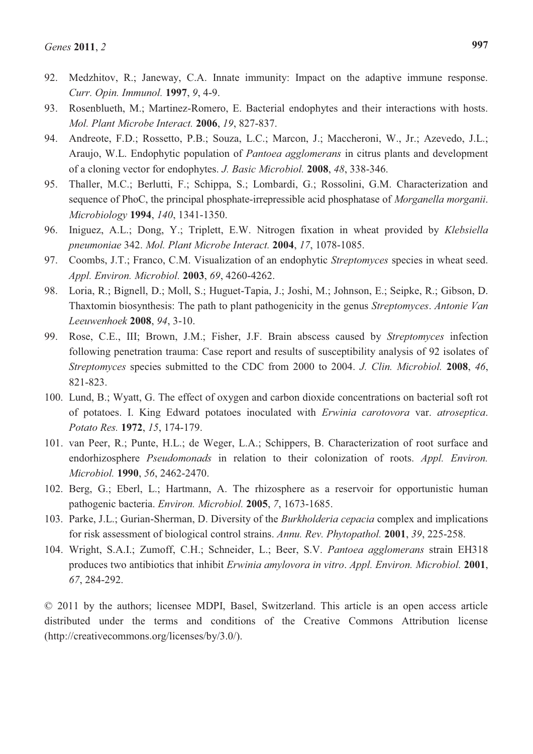92. Medzhitov, R.; Janeway, C.A. Innate immunity: Impact on the adaptive immune response. *Curr. Opin. Immunol.* **1997**, *9*, 4-9.
93. Rosenblueth, M.; Martinez-Romero, E. Bacterial endophytes and their interactions with hosts. *Mol. Plant Microbe Interact.* **2006**, *19*, 827-837.
94. Andreote, F.D.; Rossetto, P.B.; Souza, L.C.; Marcon, J.; Maccheroni, W., Jr.; Azevedo, J.L.; Araujo, W.L. Endophytic population of *Pantoea agglomerans* in citrus plants and development of a cloning vector for endophytes. *J. Basic Microbiol.* **2008**, *48*, 338-346.
95. Thaller, M.C.; Berlutti, F.; Schippa, S.; Lombardi, G.; Rossolini, G.M. Characterization and sequence of PhoC, the principal phosphate-irrepressible acid phosphatase of *Morganella morganii*. *Microbiology* **1994**, *140*, 1341-1350.
96. Iniguez, A.L.; Dong, Y.; Triplett, E.W. Nitrogen fixation in wheat provided by *Klebsiella pneumoniae* 342. *Mol. Plant Microbe Interact.* **2004**, *17*, 1078-1085.
97. Coombs, J.T.; Franco, C.M. Visualization of an endophytic *Streptomyces* species in wheat seed. *Appl. Environ. Microbiol.* **2003**, *69*, 4260-4262.
98. Loria, R.; Bignell, D.; Moll, S.; Huguet-Tapia, J.; Joshi, M.; Johnson, E.; Seipke, R.; Gibson, D. Thaxtomin biosynthesis: The path to plant pathogenicity in the genus *Streptomyces*. *Antonie Van Leeuwenhoek* **2008**, *94*, 3-10.
99. Rose, C.E., III; Brown, J.M.; Fisher, J.F. Brain abscess caused by *Streptomyces* infection following penetration trauma: Case report and results of susceptibility analysis of 92 isolates of *Streptomyces* species submitted to the CDC from 2000 to 2004. *J. Clin. Microbiol.* **2008**, *46*, 821-823.
100. Lund, B.; Wyatt, G. The effect of oxygen and carbon dioxide concentrations on bacterial soft rot of potatoes. I. King Edward potatoes inoculated with *Erwinia carotovora* var. *atroseptica*. *Potato Res.* **1972**, *15*, 174-179.
101. van Peer, R.; Punte, H.L.; de Weger, L.A.; Schippers, B. Characterization of root surface and endorhizosphere *Pseudomonads* in relation to their colonization of roots. *Appl. Environ. Microbiol.* **1990**, *56*, 2462-2470.
102. Berg, G.; Eberl, L.; Hartmann, A. The rhizosphere as a reservoir for opportunistic human pathogenic bacteria. *Environ. Microbiol.* **2005**, *7*, 1673-1685.
103. Parke, J.L.; Gurian-Sherman, D. Diversity of the *Burkholderia cepacia* complex and implications for risk assessment of biological control strains. *Annu. Rev. Phytopathol.* **2001**, *39*, 225-258.
104. Wright, S.A.I.; Zumoff, C.H.; Schneider, L.; Beer, S.V. *Pantoea agglomerans* strain EH318 produces two antibiotics that inhibit *Erwinia amylovora in vitro*. *Appl. Environ. Microbiol.* **2001**, *67*, 284-292.

© 2011 by the authors; licensee MDPI, Basel, Switzerland. This article is an open access article distributed under the terms and conditions of the Creative Commons Attribution license (http://creativecommons.org/licenses/by/3.0/).